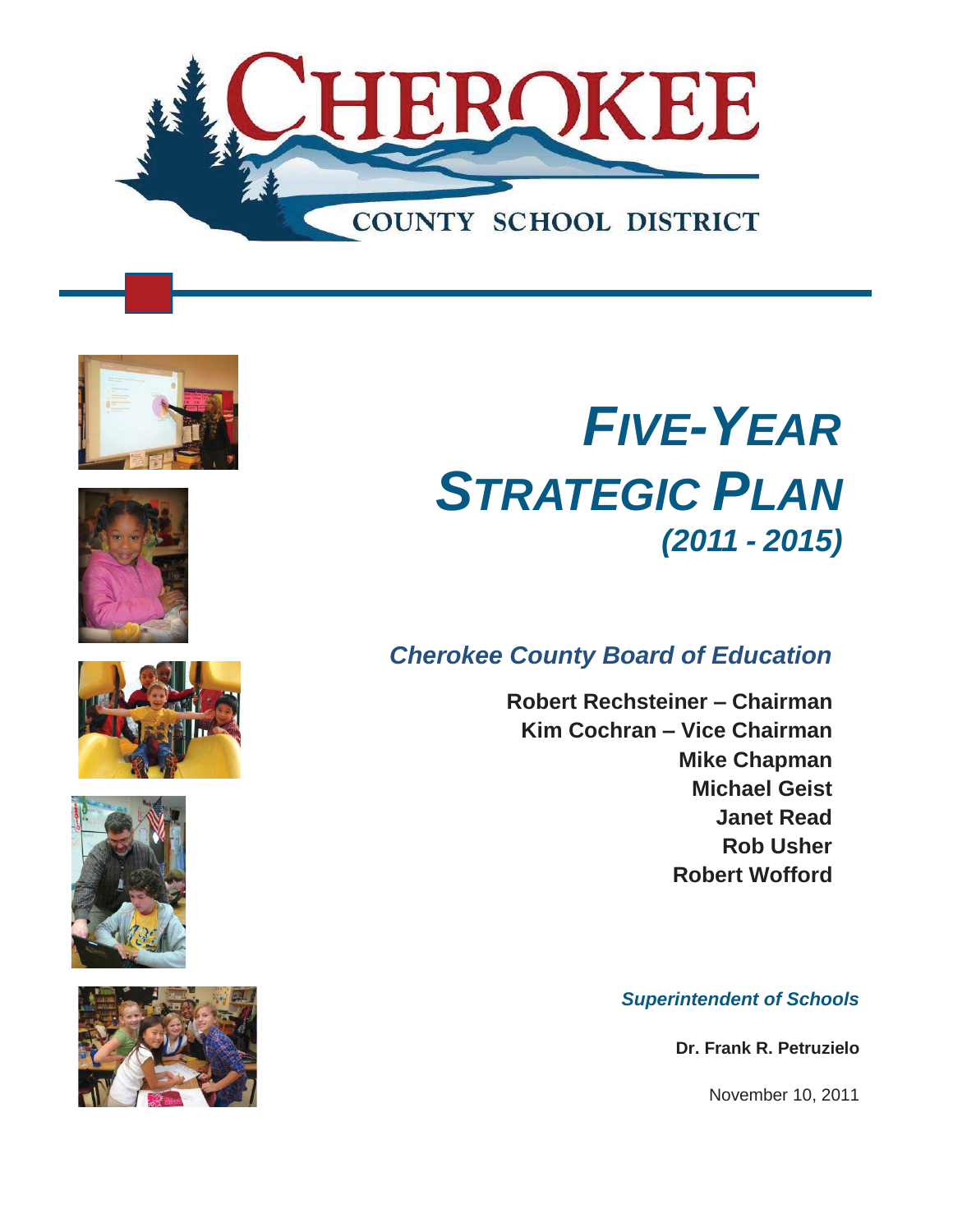# CHEROKEE COUNTY SCHOOL DISTRICT

# *FIVE-YEAR STRATEGIC PLAN*

## *(2011 - 2015)*

### *Cherokee County Board of Education*

**Robert Rechsteiner – Chairman**
**Kim Cochran – Vice Chairman**
**Mike Chapman**
**Michael Geist**
**Janet Read**
**Rob Usher**
**Robert Wofford**

***Superintendent of Schools***

**Dr. Frank R. Petruzielo**

November 10, 2011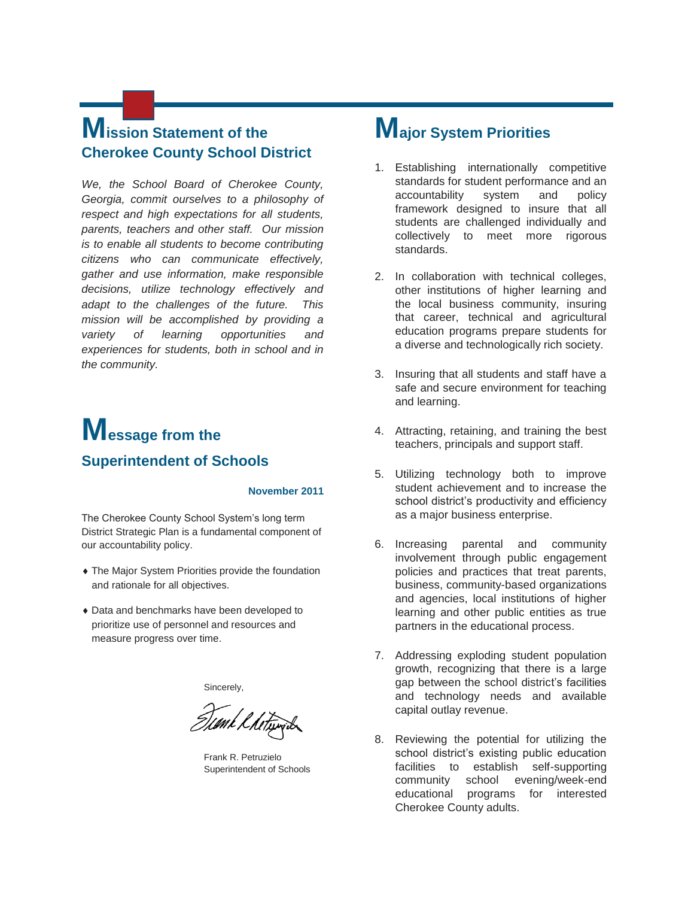## Mission Statement of the Cherokee County School District

*We, the School Board of Cherokee County, Georgia, commit ourselves to a philosophy of respect and high expectations for all students, parents, teachers and other staff. Our mission is to enable all students to become contributing citizens who can communicate effectively, gather and use information, make responsible decisions, utilize technology effectively and adapt to the challenges of the future. This mission will be accomplished by providing a variety of learning opportunities and experiences for students, both in school and in the community.*

## Message from the Superintendent of Schools

**November 2011**

The Cherokee County School System's long term District Strategic Plan is a fundamental component of our accountability policy.

- The Major System Priorities provide the foundation and rationale for all objectives.
- Data and benchmarks have been developed to prioritize use of personnel and resources and measure progress over time.

Sincerely,

Frank R. Petruzielo
Superintendent of Schools

## Major System Priorities

1. Establishing internationally competitive standards for student performance and an accountability system and policy framework designed to insure that all students are challenged individually and collectively to meet more rigorous standards.

2. In collaboration with technical colleges, other institutions of higher learning and the local business community, insuring that career, technical and agricultural education programs prepare students for a diverse and technologically rich society.

3. Insuring that all students and staff have a safe and secure environment for teaching and learning.

4. Attracting, retaining, and training the best teachers, principals and support staff.

5. Utilizing technology both to improve student achievement and to increase the school district's productivity and efficiency as a major business enterprise.

6. Increasing parental and community involvement through public engagement policies and practices that treat parents, business, community-based organizations and agencies, local institutions of higher learning and other public entities as true partners in the educational process.

7. Addressing exploding student population growth, recognizing that there is a large gap between the school district's facilities and technology needs and available capital outlay revenue.

8. Reviewing the potential for utilizing the school district's existing public education facilities to establish self-supporting community school evening/week-end educational programs for interested Cherokee County adults.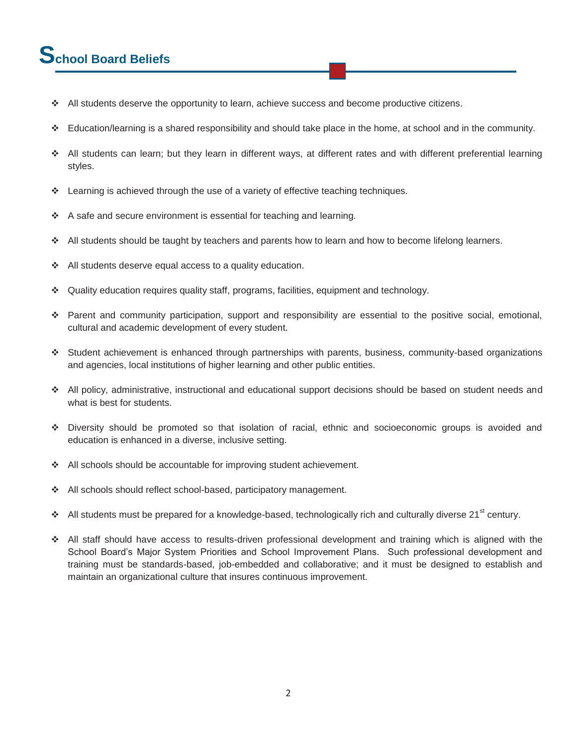# School Board Beliefs

- All students deserve the opportunity to learn, achieve success and become productive citizens.
- Education/learning is a shared responsibility and should take place in the home, at school and in the community.
- All students can learn; but they learn in different ways, at different rates and with different preferential learning styles.
- Learning is achieved through the use of a variety of effective teaching techniques.
- A safe and secure environment is essential for teaching and learning.
- All students should be taught by teachers and parents how to learn and how to become lifelong learners.
- All students deserve equal access to a quality education.
- Quality education requires quality staff, programs, facilities, equipment and technology.
- Parent and community participation, support and responsibility are essential to the positive social, emotional, cultural and academic development of every student.
- Student achievement is enhanced through partnerships with parents, business, community-based organizations and agencies, local institutions of higher learning and other public entities.
- All policy, administrative, instructional and educational support decisions should be based on student needs and what is best for students.
- Diversity should be promoted so that isolation of racial, ethnic and socioeconomic groups is avoided and education is enhanced in a diverse, inclusive setting.
- All schools should be accountable for improving student achievement.
- All schools should reflect school-based, participatory management.
- All students must be prepared for a knowledge-based, technologically rich and culturally diverse 21st century.
- All staff should have access to results-driven professional development and training which is aligned with the School Board's Major System Priorities and School Improvement Plans. Such professional development and training must be standards-based, job-embedded and collaborative; and it must be designed to establish and maintain an organizational culture that insures continuous improvement.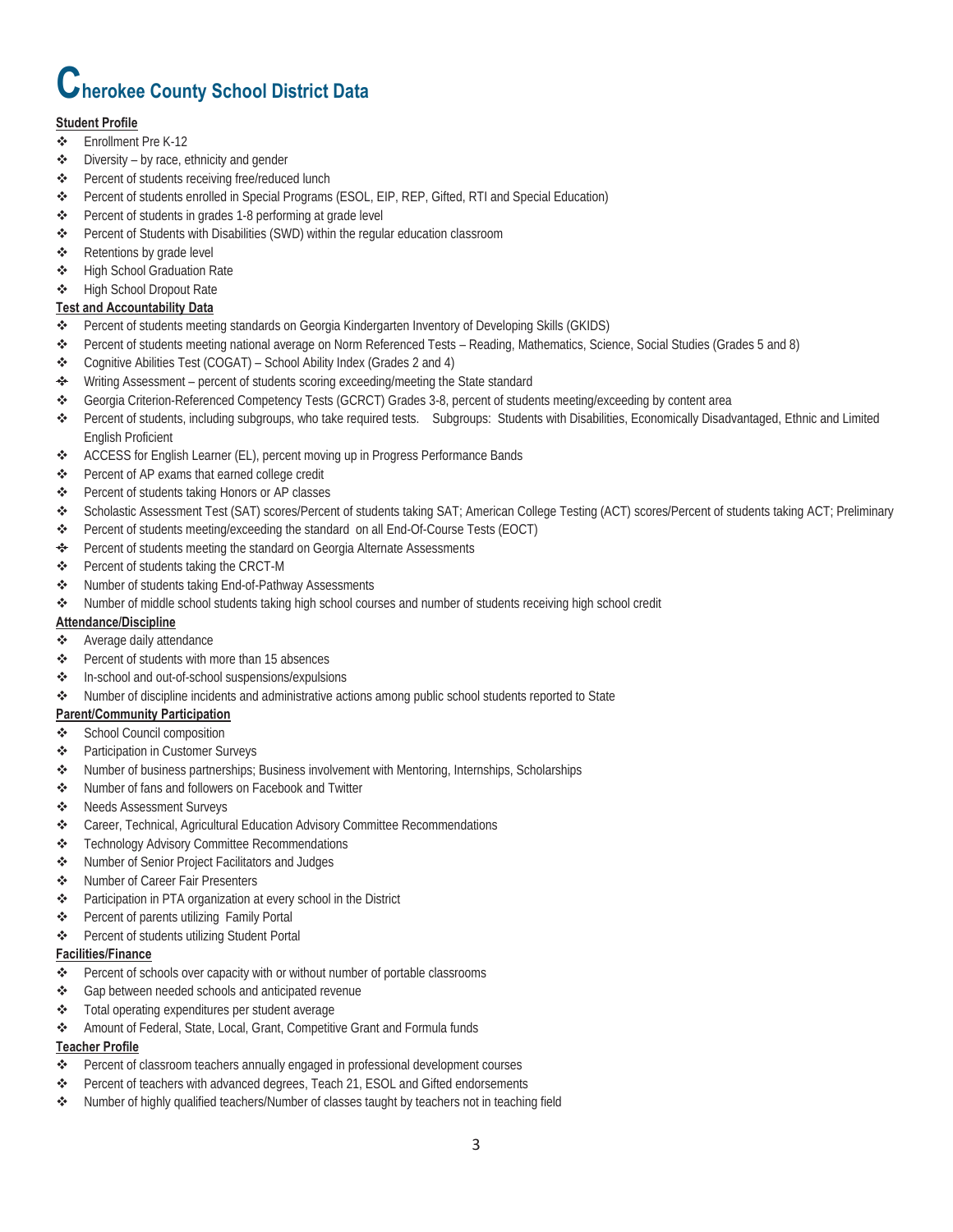# Cherokee County School District Data

**Student Profile**

- Enrollment Pre K-12
- Diversity – by race, ethnicity and gender
- Percent of students receiving free/reduced lunch
- Percent of students enrolled in Special Programs (ESOL, EIP, REP, Gifted, RTI and Special Education)
- Percent of students in grades 1-8 performing at grade level
- Percent of Students with Disabilities (SWD) within the regular education classroom
- Retentions by grade level
- High School Graduation Rate
- High School Dropout Rate

**Test and Accountability Data**

- Percent of students meeting standards on Georgia Kindergarten Inventory of Developing Skills (GKIDS)
- Percent of students meeting national average on Norm Referenced Tests – Reading, Mathematics, Science, Social Studies (Grades 5 and 8)
- Cognitive Abilities Test (COGAT) – School Ability Index (Grades 2 and 4)
- Writing Assessment – percent of students scoring exceeding/meeting the State standard
- Georgia Criterion-Referenced Competency Tests (GCRCT) Grades 3-8, percent of students meeting/exceeding by content area
- Percent of students, including subgroups, who take required tests. Subgroups: Students with Disabilities, Economically Disadvantaged, Ethnic and Limited English Proficient
- ACCESS for English Learner (EL), percent moving up in Progress Performance Bands
- Percent of AP exams that earned college credit
- Percent of students taking Honors or AP classes
- Scholastic Assessment Test (SAT) scores/Percent of students taking SAT; American College Testing (ACT) scores/Percent of students taking ACT; Preliminary
- Percent of students meeting/exceeding the standard on all End-Of-Course Tests (EOCT)
- Percent of students meeting the standard on Georgia Alternate Assessments
- Percent of students taking the CRCT-M
- Number of students taking End-of-Pathway Assessments
- Number of middle school students taking high school courses and number of students receiving high school credit

**Attendance/Discipline**

- Average daily attendance
- Percent of students with more than 15 absences
- In-school and out-of-school suspensions/expulsions
- Number of discipline incidents and administrative actions among public school students reported to State

**Parent/Community Participation**

- School Council composition
- Participation in Customer Surveys
- Number of business partnerships; Business involvement with Mentoring, Internships, Scholarships
- Number of fans and followers on Facebook and Twitter
- Needs Assessment Surveys
- Career, Technical, Agricultural Education Advisory Committee Recommendations
- Technology Advisory Committee Recommendations
- Number of Senior Project Facilitators and Judges
- Number of Career Fair Presenters
- Participation in PTA organization at every school in the District
- Percent of parents utilizing Family Portal
- Percent of students utilizing Student Portal

**Facilities/Finance**

- Percent of schools over capacity with or without number of portable classrooms
- Gap between needed schools and anticipated revenue
- Total operating expenditures per student average
- Amount of Federal, State, Local, Grant, Competitive Grant and Formula funds

**Teacher Profile**

- Percent of classroom teachers annually engaged in professional development courses
- Percent of teachers with advanced degrees, Teach 21, ESOL and Gifted endorsements
- Number of highly qualified teachers/Number of classes taught by teachers not in teaching field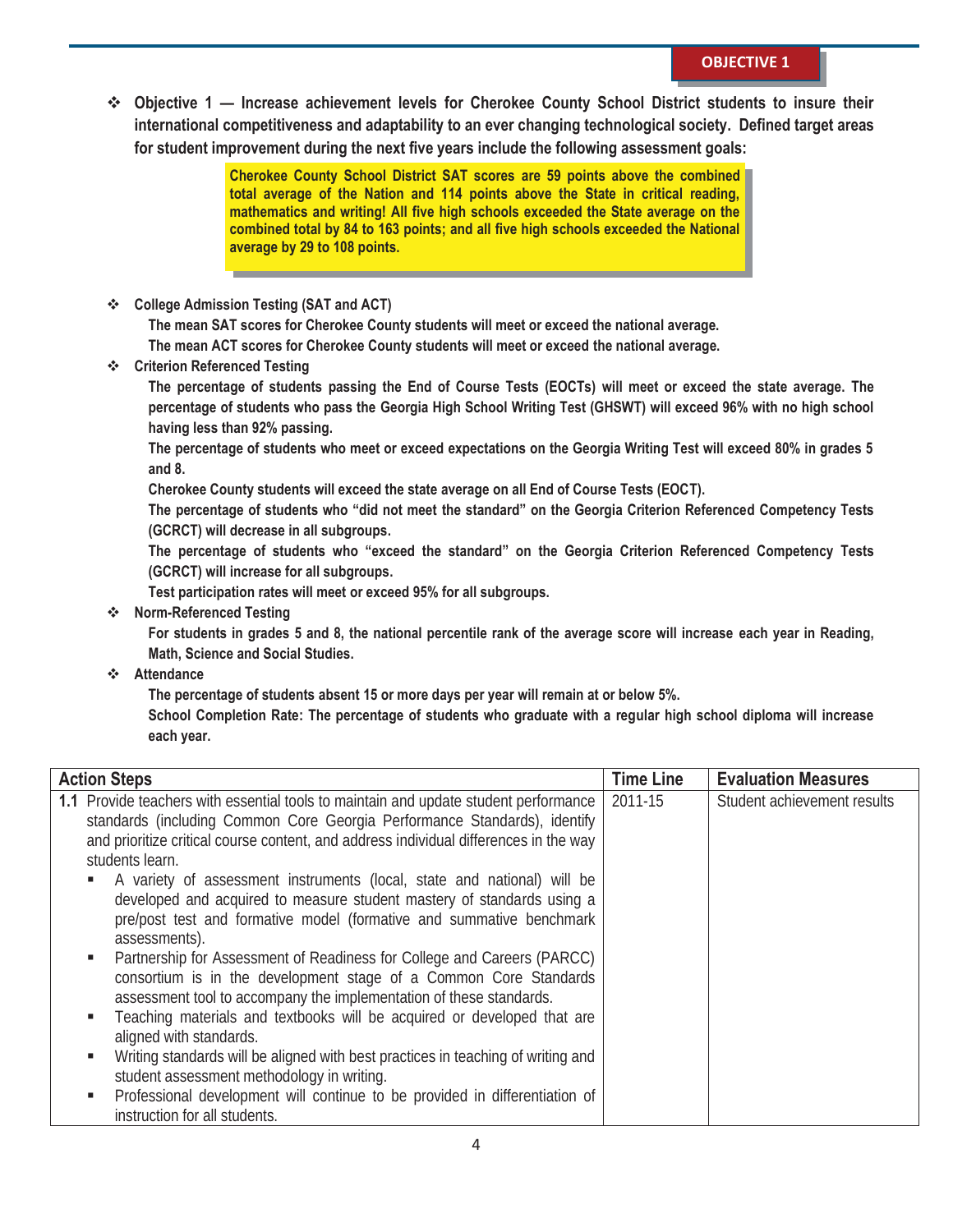OBJECTIVE 1

- **Objective 1 — Increase achievement levels for Cherokee County School District students to insure their international competitiveness and adaptability to an ever changing technological society. Defined target areas for student improvement during the next five years include the following assessment goals:**

> **Cherokee County School District SAT scores are 59 points above the combined total average of the Nation and 114 points above the State in critical reading, mathematics and writing! All five high schools exceeded the State average on the combined total by 84 to 163 points; and all five high schools exceeded the National average by 29 to 108 points.**

- **College Admission Testing (SAT and ACT)**

  **The mean SAT scores for Cherokee County students will meet or exceed the national average.**

  **The mean ACT scores for Cherokee County students will meet or exceed the national average.**

- **Criterion Referenced Testing**

  **The percentage of students passing the End of Course Tests (EOCTs) will meet or exceed the state average. The percentage of students who pass the Georgia High School Writing Test (GHSWT) will exceed 96% with no high school having less than 92% passing.**

  **The percentage of students who meet or exceed expectations on the Georgia Writing Test will exceed 80% in grades 5 and 8.**

  **Cherokee County students will exceed the state average on all End of Course Tests (EOCT).**

  **The percentage of students who "did not meet the standard" on the Georgia Criterion Referenced Competency Tests (GCRCT) will decrease in all subgroups.**

  **The percentage of students who "exceed the standard" on the Georgia Criterion Referenced Competency Tests (GCRCT) will increase for all subgroups.**

  **Test participation rates will meet or exceed 95% for all subgroups.**

- **Norm-Referenced Testing**

  **For students in grades 5 and 8, the national percentile rank of the average score will increase each year in Reading, Math, Science and Social Studies.**

- **Attendance**

  **The percentage of students absent 15 or more days per year will remain at or below 5%.**

  **School Completion Rate: The percentage of students who graduate with a regular high school diploma will increase each year.**

| Action Steps | Time Line | Evaluation Measures |
|---|---|---|
| **1.1** Provide teachers with essential tools to maintain and update student performance standards (including Common Core Georgia Performance Standards), identify and prioritize critical course content, and address individual differences in the way students learn.<br>▪ A variety of assessment instruments (local, state and national) will be developed and acquired to measure student mastery of standards using a pre/post test and formative model (formative and summative benchmark assessments).<br>▪ Partnership for Assessment of Readiness for College and Careers (PARCC) consortium is in the development stage of a Common Core Standards assessment tool to accompany the implementation of these standards.<br>▪ Teaching materials and textbooks will be acquired or developed that are aligned with standards.<br>▪ Writing standards will be aligned with best practices in teaching of writing and student assessment methodology in writing.<br>▪ Professional development will continue to be provided in differentiation of instruction for all students. | 2011-15 | Student achievement results |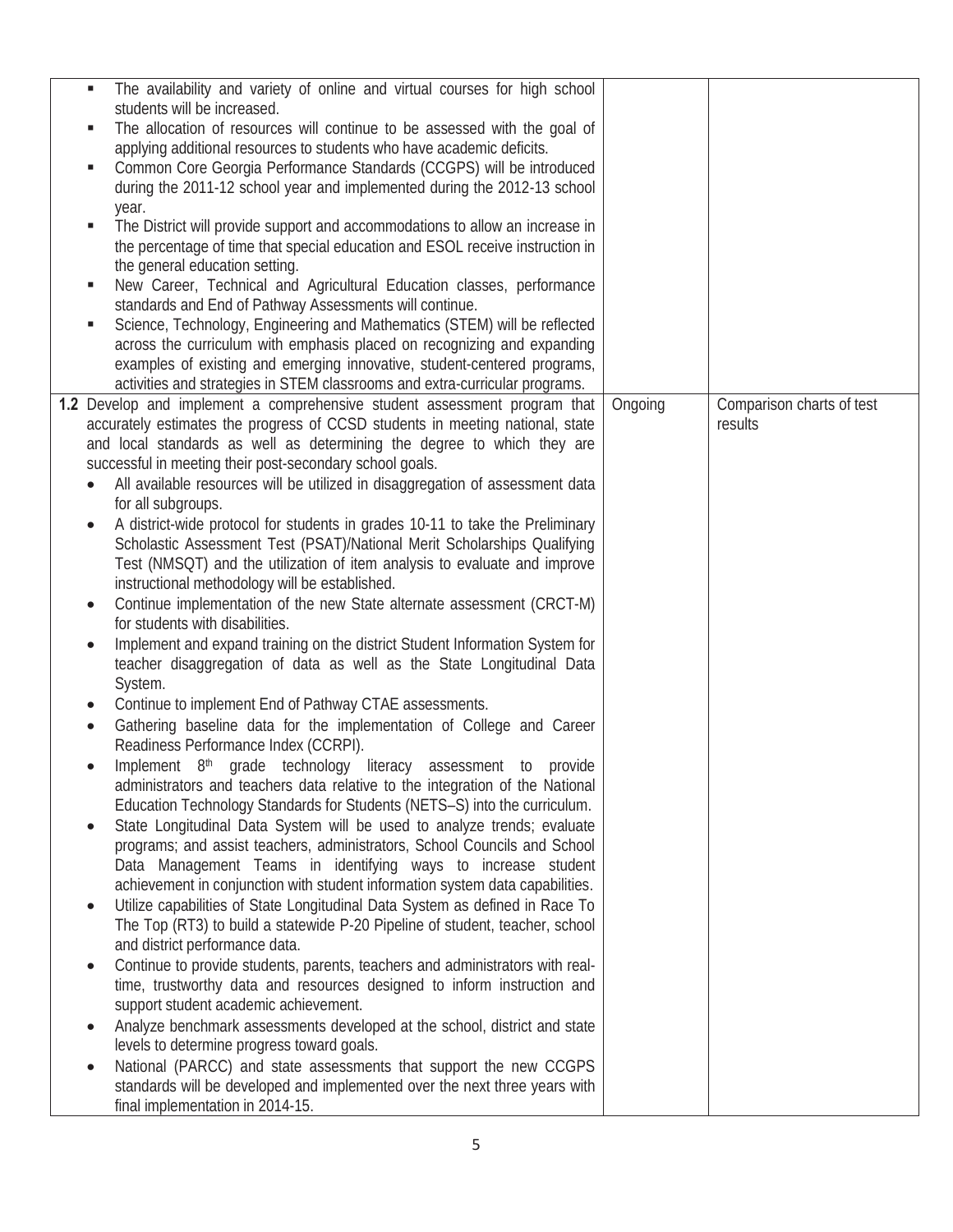| | | |
|---|---|---|
| ▪ The availability and variety of online and virtual courses for high school students will be increased.<br>▪ The allocation of resources will continue to be assessed with the goal of applying additional resources to students who have academic deficits.<br>▪ Common Core Georgia Performance Standards (CCGPS) will be introduced during the 2011-12 school year and implemented during the 2012-13 school year.<br>▪ The District will provide support and accommodations to allow an increase in the percentage of time that special education and ESOL receive instruction in the general education setting.<br>▪ New Career, Technical and Agricultural Education classes, performance standards and End of Pathway Assessments will continue.<br>▪ Science, Technology, Engineering and Mathematics (STEM) will be reflected across the curriculum with emphasis placed on recognizing and expanding examples of existing and emerging innovative, student-centered programs, activities and strategies in STEM classrooms and extra-curricular programs. | | |
| **1.2** Develop and implement a comprehensive student assessment program that accurately estimates the progress of CCSD students in meeting national, state and local standards as well as determining the degree to which they are successful in meeting their post-secondary school goals.<br>• All available resources will be utilized in disaggregation of assessment data for all subgroups.<br>• A district-wide protocol for students in grades 10-11 to take the Preliminary Scholastic Assessment Test (PSAT)/National Merit Scholarships Qualifying Test (NMSQT) and the utilization of item analysis to evaluate and improve instructional methodology will be established.<br>• Continue implementation of the new State alternate assessment (CRCT-M) for students with disabilities.<br>• Implement and expand training on the district Student Information System for teacher disaggregation of data as well as the State Longitudinal Data System.<br>• Continue to implement End of Pathway CTAE assessments.<br>• Gathering baseline data for the implementation of College and Career Readiness Performance Index (CCRPI).<br>• Implement 8th grade technology literacy assessment to provide administrators and teachers data relative to the integration of the National Education Technology Standards for Students (NETS–S) into the curriculum.<br>• State Longitudinal Data System will be used to analyze trends; evaluate programs; and assist teachers, administrators, School Councils and School Data Management Teams in identifying ways to increase student achievement in conjunction with student information system data capabilities.<br>• Utilize capabilities of State Longitudinal Data System as defined in Race To The Top (RT3) to build a statewide P-20 Pipeline of student, teacher, school and district performance data.<br>• Continue to provide students, parents, teachers and administrators with real-time, trustworthy data and resources designed to inform instruction and support student academic achievement.<br>• Analyze benchmark assessments developed at the school, district and state levels to determine progress toward goals.<br>• National (PARCC) and state assessments that support the new CCGPS standards will be developed and implemented over the next three years with final implementation in 2014-15. | Ongoing | Comparison charts of test results |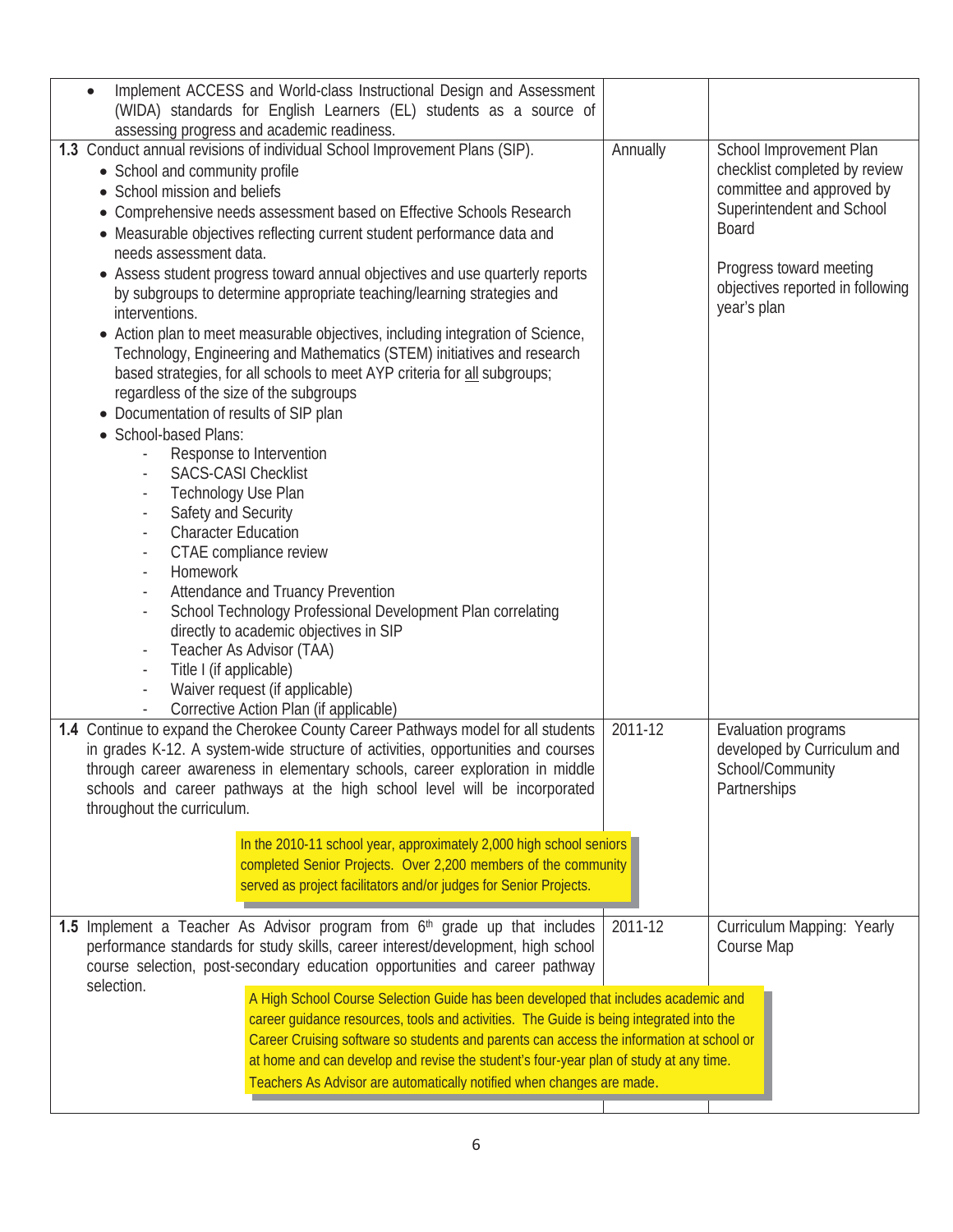| | | |
|---|---|---|
| • Implement ACCESS and World-class Instructional Design and Assessment (WIDA) standards for English Learners (EL) students as a source of assessing progress and academic readiness. | | |
| **1.3** Conduct annual revisions of individual School Improvement Plans (SIP).<br>• School and community profile<br>• School mission and beliefs<br>• Comprehensive needs assessment based on Effective Schools Research<br>• Measurable objectives reflecting current student performance data and needs assessment data.<br>• Assess student progress toward annual objectives and use quarterly reports by subgroups to determine appropriate teaching/learning strategies and interventions.<br>• Action plan to meet measurable objectives, including integration of Science, Technology, Engineering and Mathematics (STEM) initiatives and research based strategies, for all schools to meet AYP criteria for <u>all</u> subgroups; regardless of the size of the subgroups<br>• Documentation of results of SIP plan<br>• School-based Plans:<br>- Response to Intervention<br>- SACS-CASI Checklist<br>- Technology Use Plan<br>- Safety and Security<br>- Character Education<br>- CTAE compliance review<br>- Homework<br>- Attendance and Truancy Prevention<br>- School Technology Professional Development Plan correlating directly to academic objectives in SIP<br>- Teacher As Advisor (TAA)<br>- Title I (if applicable)<br>- Waiver request (if applicable)<br>- Corrective Action Plan (if applicable) | Annually | School Improvement Plan checklist completed by review committee and approved by Superintendent and School Board<br><br>Progress toward meeting objectives reported in following year's plan |
| **1.4** Continue to expand the Cherokee County Career Pathways model for all students in grades K-12. A system-wide structure of activities, opportunities and courses through career awareness in elementary schools, career exploration in middle schools and career pathways at the high school level will be incorporated throughout the curriculum.<br><br>In the 2010-11 school year, approximately 2,000 high school seniors completed Senior Projects. Over 2,200 members of the community served as project facilitators and/or judges for Senior Projects. | 2011-12 | Evaluation programs developed by Curriculum and School/Community Partnerships |
| **1.5** Implement a Teacher As Advisor program from 6th grade up that includes performance standards for study skills, career interest/development, high school course selection, post-secondary education opportunities and career pathway selection.<br><br>A High School Course Selection Guide has been developed that includes academic and career guidance resources, tools and activities. The Guide is being integrated into the Career Cruising software so students and parents can access the information at school or at home and can develop and revise the student's four-year plan of study at any time. Teachers As Advisor are automatically notified when changes are made. | 2011-12 | Curriculum Mapping: Yearly Course Map |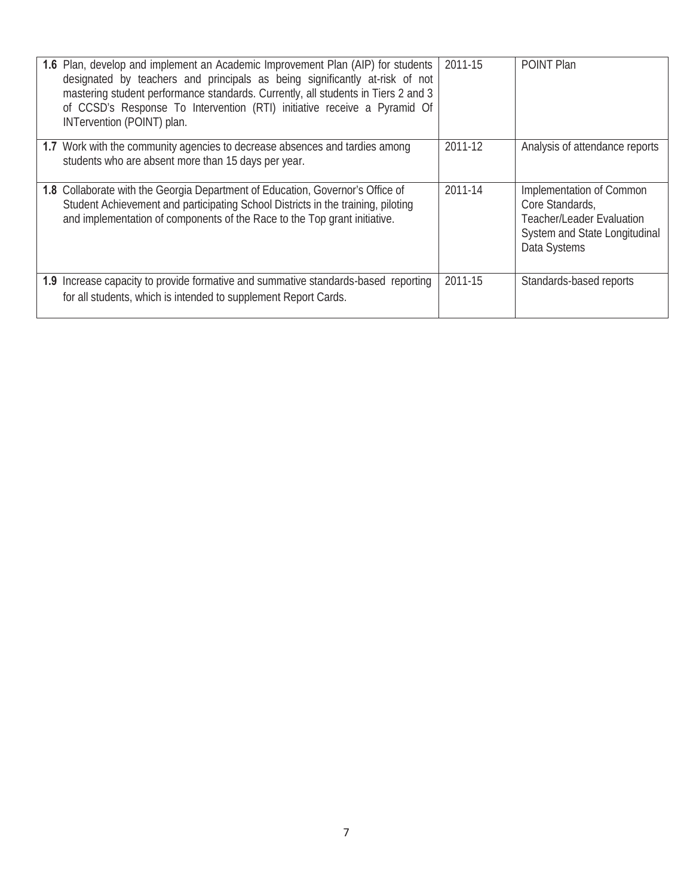| | | |
|---|---|---|
| **1.6** Plan, develop and implement an Academic Improvement Plan (AIP) for students designated by teachers and principals as being significantly at-risk of not mastering student performance standards. Currently, all students in Tiers 2 and 3 of CCSD's Response To Intervention (RTI) initiative receive a Pyramid Of INTervention (POINT) plan. | 2011-15 | POINT Plan |
| **1.7** Work with the community agencies to decrease absences and tardies among students who are absent more than 15 days per year. | 2011-12 | Analysis of attendance reports |
| **1.8** Collaborate with the Georgia Department of Education, Governor's Office of Student Achievement and participating School Districts in the training, piloting and implementation of components of the Race to the Top grant initiative. | 2011-14 | Implementation of Common Core Standards, Teacher/Leader Evaluation System and State Longitudinal Data Systems |
| **1.9** Increase capacity to provide formative and summative standards-based reporting for all students, which is intended to supplement Report Cards. | 2011-15 | Standards-based reports |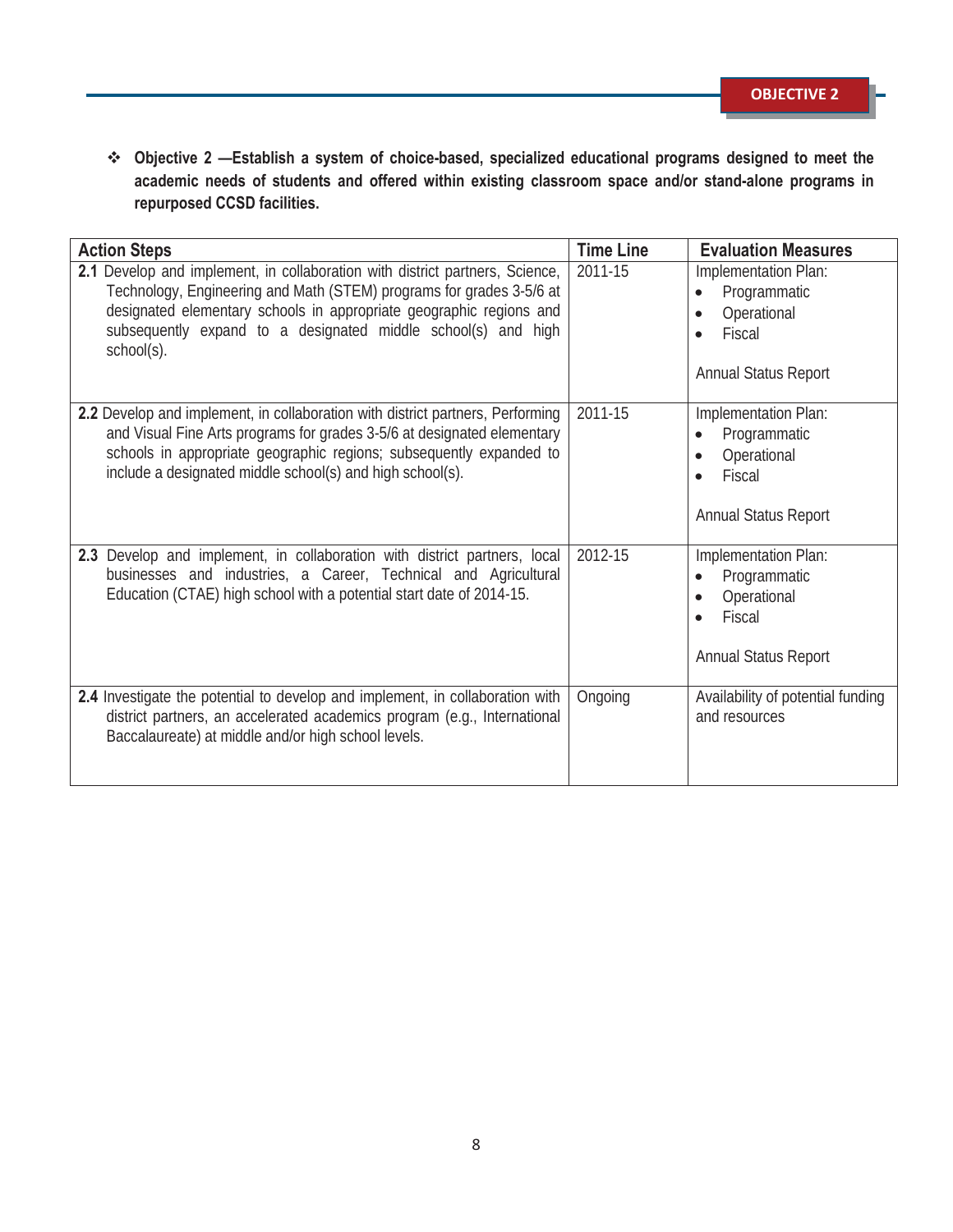**OBJECTIVE 2**

❖ **Objective 2 —Establish a system of choice-based, specialized educational programs designed to meet the academic needs of students and offered within existing classroom space and/or stand-alone programs in repurposed CCSD facilities.**

| Action Steps | Time Line | Evaluation Measures |
|---|---|---|
| **2.1** Develop and implement, in collaboration with district partners, Science, Technology, Engineering and Math (STEM) programs for grades 3-5/6 at designated elementary schools in appropriate geographic regions and subsequently expand to a designated middle school(s) and high school(s). | 2011-15 | Implementation Plan: <br>• Programmatic <br>• Operational <br>• Fiscal <br><br>Annual Status Report |
| **2.2** Develop and implement, in collaboration with district partners, Performing and Visual Fine Arts programs for grades 3-5/6 at designated elementary schools in appropriate geographic regions; subsequently expanded to include a designated middle school(s) and high school(s). | 2011-15 | Implementation Plan: <br>• Programmatic <br>• Operational <br>• Fiscal <br><br>Annual Status Report |
| **2.3** Develop and implement, in collaboration with district partners, local businesses and industries, a Career, Technical and Agricultural Education (CTAE) high school with a potential start date of 2014-15. | 2012-15 | Implementation Plan: <br>• Programmatic <br>• Operational <br>• Fiscal <br><br>Annual Status Report |
| **2.4** Investigate the potential to develop and implement, in collaboration with district partners, an accelerated academics program (e.g., International Baccalaureate) at middle and/or high school levels. | Ongoing | Availability of potential funding and resources |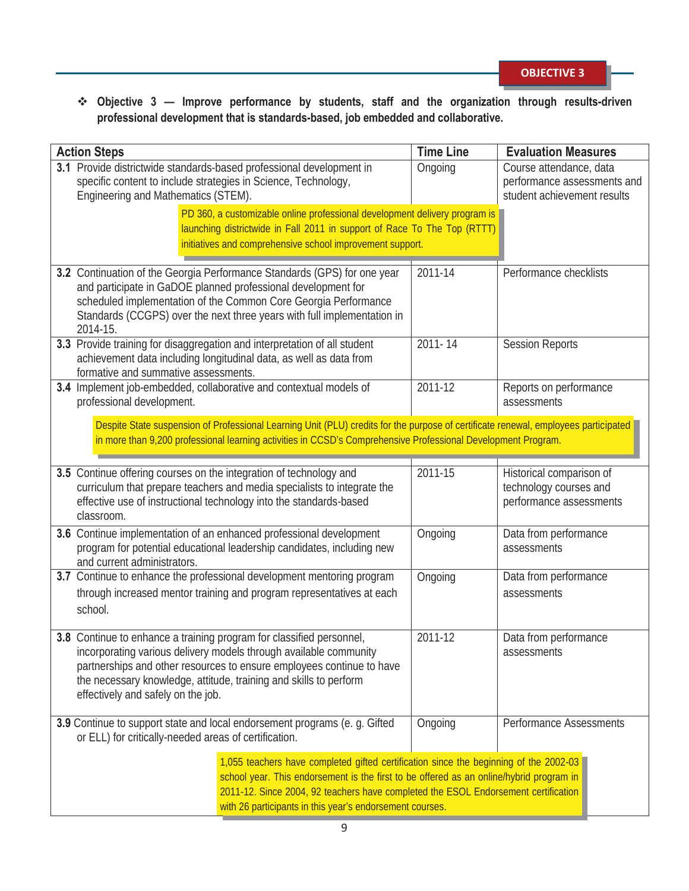**OBJECTIVE 3**

- **Objective 3 — Improve performance by students, staff and the organization through results-driven professional development that is standards-based, job embedded and collaborative.**

| Action Steps | Time Line | Evaluation Measures |
|---|---|---|
| **3.1** Provide districtwide standards-based professional development in specific content to include strategies in Science, Technology, Engineering and Mathematics (STEM). | Ongoing | Course attendance, data performance assessments and student achievement results |
| PD 360, a customizable online professional development delivery program is launching districtwide in Fall 2011 in support of Race To The Top (RTTT) initiatives and comprehensive school improvement support. | | |
| **3.2** Continuation of the Georgia Performance Standards (GPS) for one year and participate in GaDOE planned professional development for scheduled implementation of the Common Core Georgia Performance Standards (CCGPS) over the next three years with full implementation in 2014-15. | 2011-14 | Performance checklists |
| **3.3** Provide training for disaggregation and interpretation of all student achievement data including longitudinal data, as well as data from formative and summative assessments. | 2011- 14 | Session Reports |
| **3.4** Implement job-embedded, collaborative and contextual models of professional development. | 2011-12 | Reports on performance assessments |
| Despite State suspension of Professional Learning Unit (PLU) credits for the purpose of certificate renewal, employees participated in more than 9,200 professional learning activities in CCSD's Comprehensive Professional Development Program. | | |
| **3.5** Continue offering courses on the integration of technology and curriculum that prepare teachers and media specialists to integrate the effective use of instructional technology into the standards-based classroom. | 2011-15 | Historical comparison of technology courses and performance assessments |
| **3.6** Continue implementation of an enhanced professional development program for potential educational leadership candidates, including new and current administrators. | Ongoing | Data from performance assessments |
| **3.7** Continue to enhance the professional development mentoring program through increased mentor training and program representatives at each school. | Ongoing | Data from performance assessments |
| **3.8** Continue to enhance a training program for classified personnel, incorporating various delivery models through available community partnerships and other resources to ensure employees continue to have the necessary knowledge, attitude, training and skills to perform effectively and safely on the job. | 2011-12 | Data from performance assessments |
| **3.9** Continue to support state and local endorsement programs (e. g. Gifted or ELL) for critically-needed areas of certification. | Ongoing | Performance Assessments |
| 1,055 teachers have completed gifted certification since the beginning of the 2002-03 school year. This endorsement is the first to be offered as an online/hybrid program in 2011-12. Since 2004, 92 teachers have completed the ESOL Endorsement certification with 26 participants in this year's endorsement courses. | | |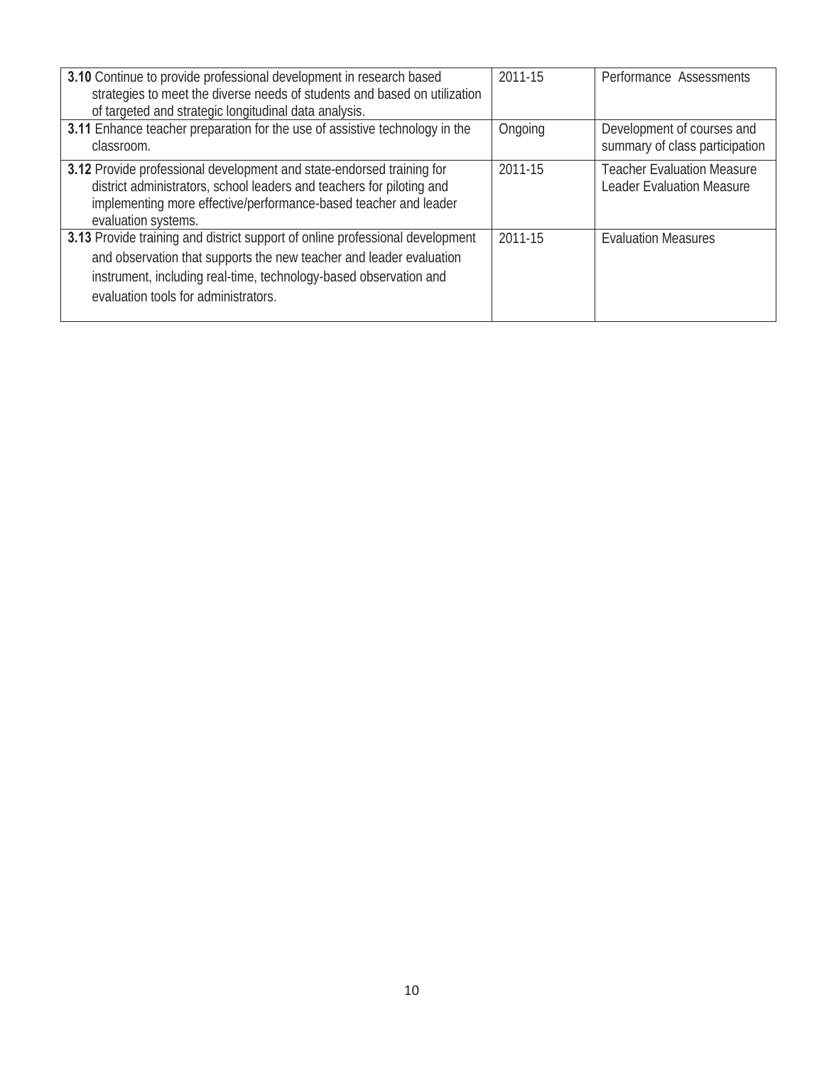| | | |
|---|---|---|
| **3.10** Continue to provide professional development in research based strategies to meet the diverse needs of students and based on utilization of targeted and strategic longitudinal data analysis. | 2011-15 | Performance Assessments |
| **3.11** Enhance teacher preparation for the use of assistive technology in the classroom. | Ongoing | Development of courses and summary of class participation |
| **3.12** Provide professional development and state-endorsed training for district administrators, school leaders and teachers for piloting and implementing more effective/performance-based teacher and leader evaluation systems. | 2011-15 | Teacher Evaluation Measure<br>Leader Evaluation Measure |
| **3.13** Provide training and district support of online professional development and observation that supports the new teacher and leader evaluation instrument, including real-time, technology-based observation and evaluation tools for administrators. | 2011-15 | Evaluation Measures |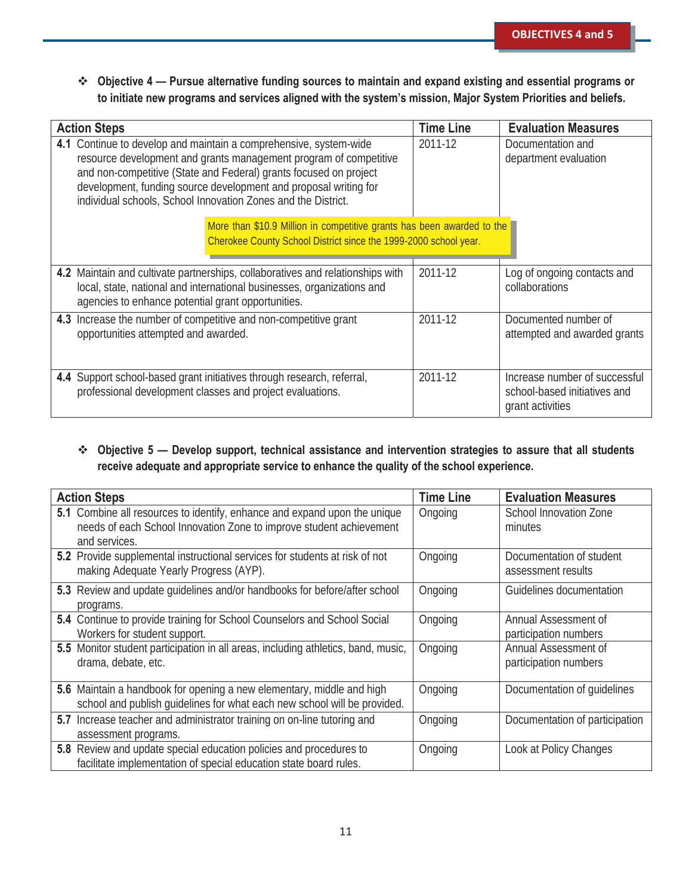- **Objective 4 — Pursue alternative funding sources to maintain and expand existing and essential programs or to initiate new programs and services aligned with the system's mission, Major System Priorities and beliefs.**

| Action Steps | Time Line | Evaluation Measures |
|---|---|---|
| **4.1** Continue to develop and maintain a comprehensive, system-wide resource development and grants management program of competitive and non-competitive (State and Federal) grants focused on project development, funding source development and proposal writing for individual schools, School Innovation Zones and the District.<br><br>More than $10.9 Million in competitive grants has been awarded to the Cherokee County School District since the 1999-2000 school year. | 2011-12 | Documentation and department evaluation |
| **4.2** Maintain and cultivate partnerships, collaboratives and relationships with local, state, national and international businesses, organizations and agencies to enhance potential grant opportunities. | 2011-12 | Log of ongoing contacts and collaborations |
| **4.3** Increase the number of competitive and non-competitive grant opportunities attempted and awarded. | 2011-12 | Documented number of attempted and awarded grants |
| **4.4** Support school-based grant initiatives through research, referral, professional development classes and project evaluations. | 2011-12 | Increase number of successful school-based initiatives and grant activities |

- **Objective 5 — Develop support, technical assistance and intervention strategies to assure that all students receive adequate and appropriate service to enhance the quality of the school experience.**

| Action Steps | Time Line | Evaluation Measures |
|---|---|---|
| **5.1** Combine all resources to identify, enhance and expand upon the unique needs of each School Innovation Zone to improve student achievement and services. | Ongoing | School Innovation Zone minutes |
| **5.2** Provide supplemental instructional services for students at risk of not making Adequate Yearly Progress (AYP). | Ongoing | Documentation of student assessment results |
| **5.3** Review and update guidelines and/or handbooks for before/after school programs. | Ongoing | Guidelines documentation |
| **5.4** Continue to provide training for School Counselors and School Social Workers for student support. | Ongoing | Annual Assessment of participation numbers |
| **5.5** Monitor student participation in all areas, including athletics, band, music, drama, debate, etc. | Ongoing | Annual Assessment of participation numbers |
| **5.6** Maintain a handbook for opening a new elementary, middle and high school and publish guidelines for what each new school will be provided. | Ongoing | Documentation of guidelines |
| **5.7** Increase teacher and administrator training on on-line tutoring and assessment programs. | Ongoing | Documentation of participation |
| **5.8** Review and update special education policies and procedures to facilitate implementation of special education state board rules. | Ongoing | Look at Policy Changes |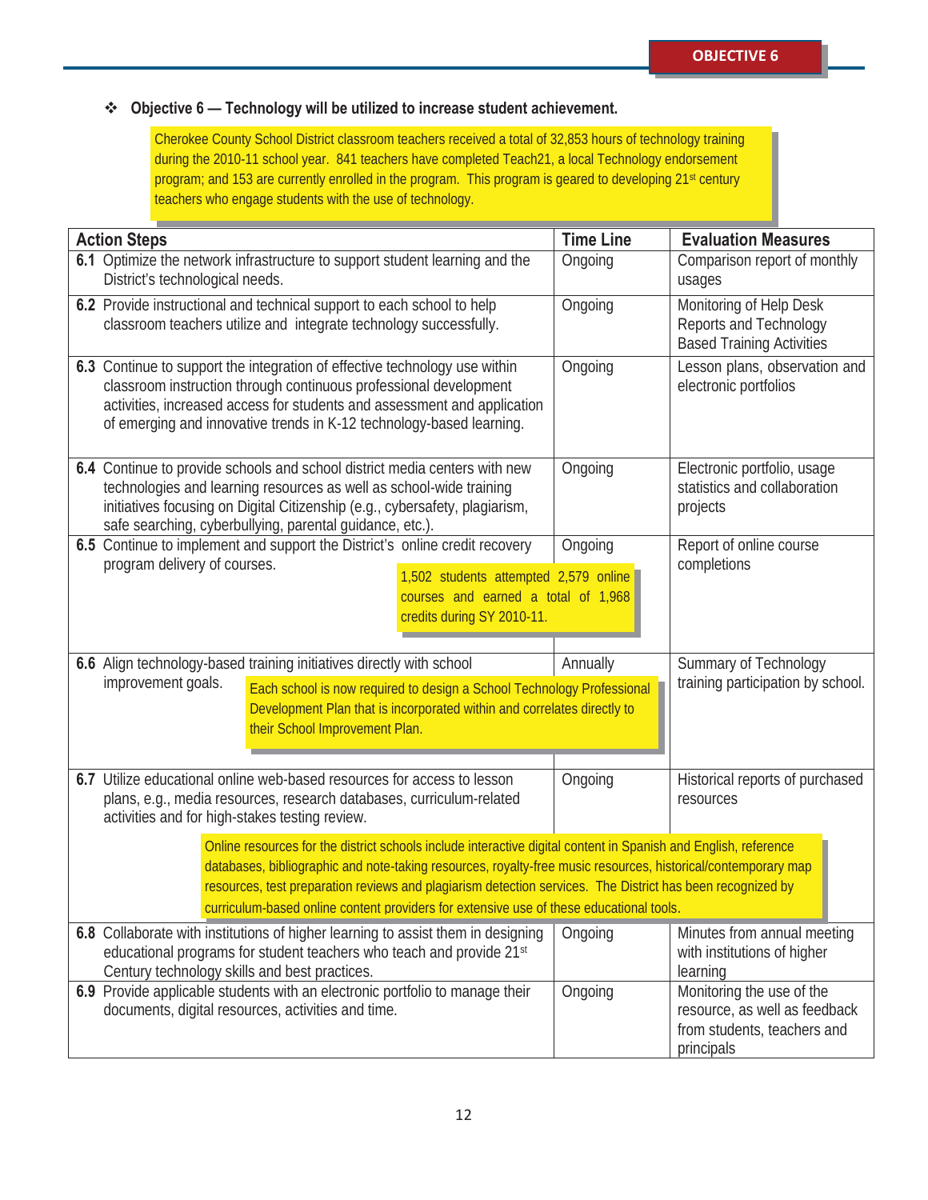**OBJECTIVE 6**

❖ **Objective 6 — Technology will be utilized to increase student achievement.**

Cherokee County School District classroom teachers received a total of 32,853 hours of technology training during the 2010-11 school year. 841 teachers have completed Teach21, a local Technology endorsement program; and 153 are currently enrolled in the program. This program is geared to developing 21st century teachers who engage students with the use of technology.

| Action Steps | Time Line | Evaluation Measures |
|---|---|---|
| **6.1** Optimize the network infrastructure to support student learning and the District's technological needs. | Ongoing | Comparison report of monthly usages |
| **6.2** Provide instructional and technical support to each school to help classroom teachers utilize and integrate technology successfully. | Ongoing | Monitoring of Help Desk Reports and Technology Based Training Activities |
| **6.3** Continue to support the integration of effective technology use within classroom instruction through continuous professional development activities, increased access for students and assessment and application of emerging and innovative trends in K-12 technology-based learning. | Ongoing | Lesson plans, observation and electronic portfolios |
| **6.4** Continue to provide schools and school district media centers with new technologies and learning resources as well as school-wide training initiatives focusing on Digital Citizenship (e.g., cybersafety, plagiarism, safe searching, cyberbullying, parental guidance, etc.). | Ongoing | Electronic portfolio, usage statistics and collaboration projects |
| **6.5** Continue to implement and support the District's online credit recovery program delivery of courses. 1,502 students attempted 2,579 online courses and earned a total of 1,968 credits during SY 2010-11. | Ongoing | Report of online course completions |
| **6.6** Align technology-based training initiatives directly with school improvement goals. Each school is now required to design a School Technology Professional Development Plan that is incorporated within and correlates directly to their School Improvement Plan. | Annually | Summary of Technology training participation by school. |
| **6.7** Utilize educational online web-based resources for access to lesson plans, e.g., media resources, research databases, curriculum-related activities and for high-stakes testing review. Online resources for the district schools include interactive digital content in Spanish and English, reference databases, bibliographic and note-taking resources, royalty-free music resources, historical/contemporary map resources, test preparation reviews and plagiarism detection services. The District has been recognized by curriculum-based online content providers for extensive use of these educational tools. | Ongoing | Historical reports of purchased resources |
| **6.8** Collaborate with institutions of higher learning to assist them in designing educational programs for student teachers who teach and provide 21st Century technology skills and best practices. | Ongoing | Minutes from annual meeting with institutions of higher learning |
| **6.9** Provide applicable students with an electronic portfolio to manage their documents, digital resources, activities and time. | Ongoing | Monitoring the use of the resource, as well as feedback from students, teachers and principals |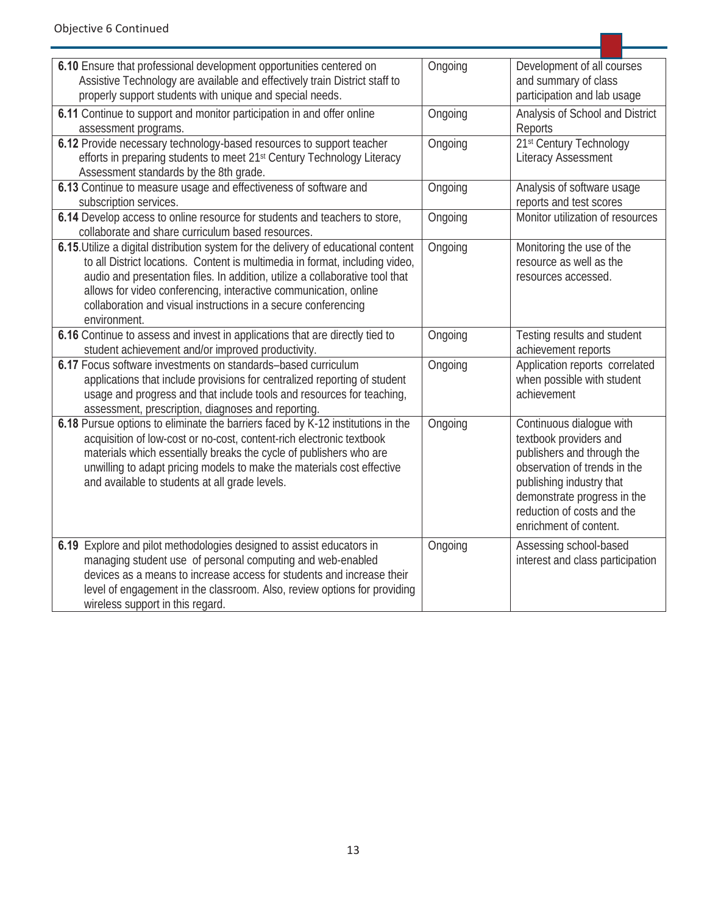Objective 6 Continued

| | | |
|---|---|---|
| **6.10** Ensure that professional development opportunities centered on Assistive Technology are available and effectively train District staff to properly support students with unique and special needs. | Ongoing | Development of all courses and summary of class participation and lab usage |
| **6.11** Continue to support and monitor participation in and offer online assessment programs. | Ongoing | Analysis of School and District Reports |
| **6.12** Provide necessary technology-based resources to support teacher efforts in preparing students to meet 21st Century Technology Literacy Assessment standards by the 8th grade. | Ongoing | 21st Century Technology Literacy Assessment |
| **6.13** Continue to measure usage and effectiveness of software and subscription services. | Ongoing | Analysis of software usage reports and test scores |
| **6.14** Develop access to online resource for students and teachers to store, collaborate and share curriculum based resources. | Ongoing | Monitor utilization of resources |
| **6.15**.Utilize a digital distribution system for the delivery of educational content to all District locations. Content is multimedia in format, including video, audio and presentation files. In addition, utilize a collaborative tool that allows for video conferencing, interactive communication, online collaboration and visual instructions in a secure conferencing environment. | Ongoing | Monitoring the use of the resource as well as the resources accessed. |
| **6.16** Continue to assess and invest in applications that are directly tied to student achievement and/or improved productivity. | Ongoing | Testing results and student achievement reports |
| **6.17** Focus software investments on standards–based curriculum applications that include provisions for centralized reporting of student usage and progress and that include tools and resources for teaching, assessment, prescription, diagnoses and reporting. | Ongoing | Application reports correlated when possible with student achievement |
| **6.18** Pursue options to eliminate the barriers faced by K-12 institutions in the acquisition of low-cost or no-cost, content-rich electronic textbook materials which essentially breaks the cycle of publishers who are unwilling to adapt pricing models to make the materials cost effective and available to students at all grade levels. | Ongoing | Continuous dialogue with textbook providers and publishers and through the observation of trends in the publishing industry that demonstrate progress in the reduction of costs and the enrichment of content. |
| **6.19** Explore and pilot methodologies designed to assist educators in managing student use of personal computing and web-enabled devices as a means to increase access for students and increase their level of engagement in the classroom. Also, review options for providing wireless support in this regard. | Ongoing | Assessing school-based interest and class participation |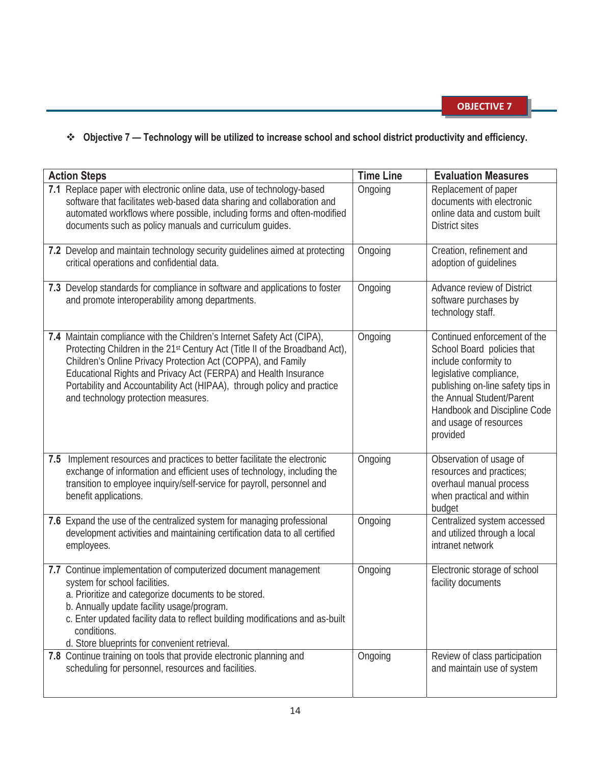**OBJECTIVE 7**

- **Objective 7 — Technology will be utilized to increase school and school district productivity and efficiency.**

| Action Steps | Time Line | Evaluation Measures |
|---|---|---|
| **7.1** Replace paper with electronic online data, use of technology-based software that facilitates web-based data sharing and collaboration and automated workflows where possible, including forms and often-modified documents such as policy manuals and curriculum guides. | Ongoing | Replacement of paper documents with electronic online data and custom built District sites |
| **7.2** Develop and maintain technology security guidelines aimed at protecting critical operations and confidential data. | Ongoing | Creation, refinement and adoption of guidelines |
| **7.3** Develop standards for compliance in software and applications to foster and promote interoperability among departments. | Ongoing | Advance review of District software purchases by technology staff. |
| **7.4** Maintain compliance with the Children's Internet Safety Act (CIPA), Protecting Children in the 21st Century Act (Title II of the Broadband Act), Children's Online Privacy Protection Act (COPPA), and Family Educational Rights and Privacy Act (FERPA) and Health Insurance Portability and Accountability Act (HIPAA), through policy and practice and technology protection measures. | Ongoing | Continued enforcement of the School Board policies that include conformity to legislative compliance, publishing on-line safety tips in the Annual Student/Parent Handbook and Discipline Code and usage of resources provided |
| **7.5** Implement resources and practices to better facilitate the electronic exchange of information and efficient uses of technology, including the transition to employee inquiry/self-service for payroll, personnel and benefit applications. | Ongoing | Observation of usage of resources and practices; overhaul manual process when practical and within budget |
| **7.6** Expand the use of the centralized system for managing professional development activities and maintaining certification data to all certified employees. | Ongoing | Centralized system accessed and utilized through a local intranet network |
| **7.7** Continue implementation of computerized document management system for school facilities.<br>a. Prioritize and categorize documents to be stored.<br>b. Annually update facility usage/program.<br>c. Enter updated facility data to reflect building modifications and as-built conditions.<br>d. Store blueprints for convenient retrieval. | Ongoing | Electronic storage of school facility documents |
| **7.8** Continue training on tools that provide electronic planning and scheduling for personnel, resources and facilities. | Ongoing | Review of class participation and maintain use of system |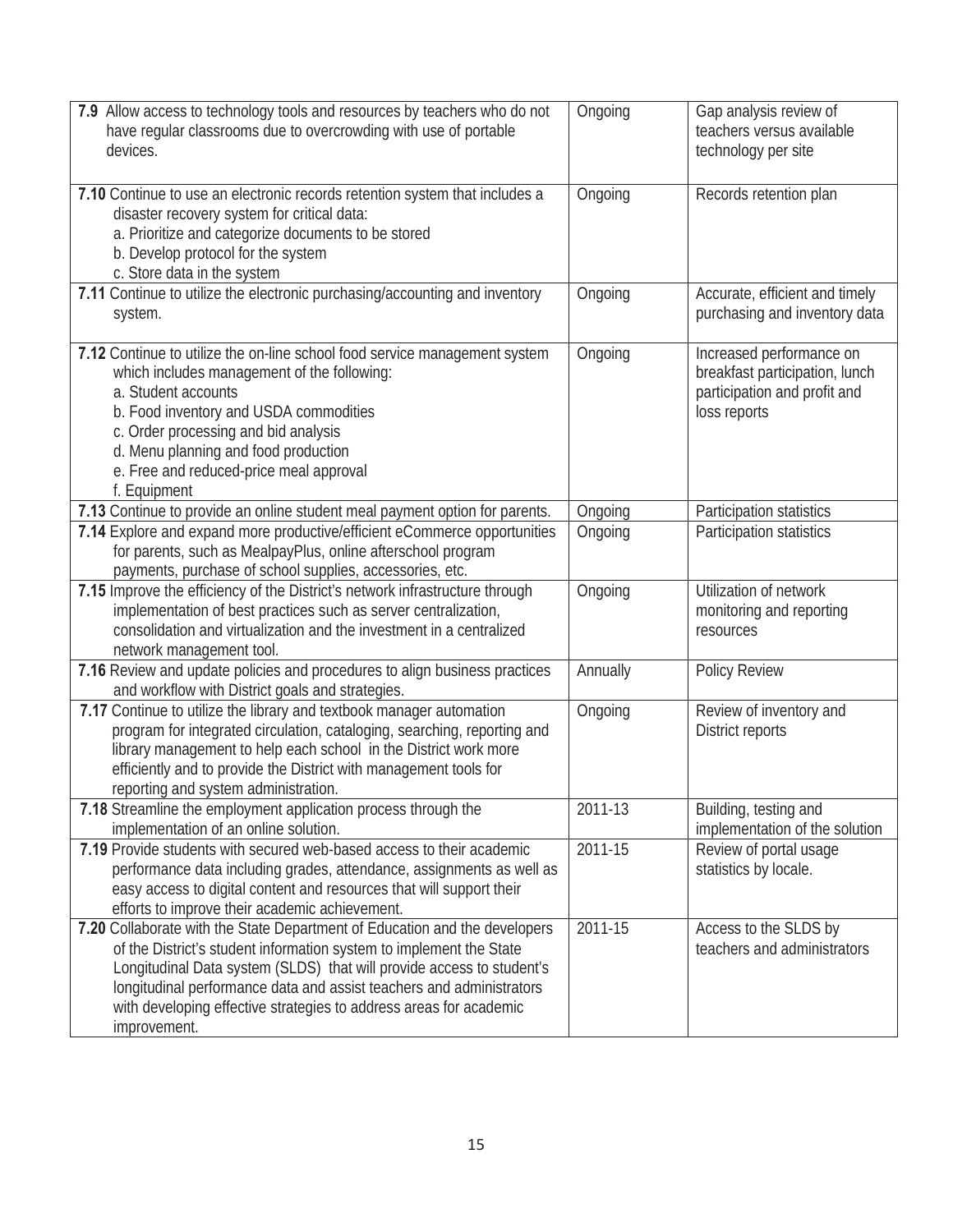| | | |
|---|---|---|
| **7.9** Allow access to technology tools and resources by teachers who do not have regular classrooms due to overcrowding with use of portable devices. | Ongoing | Gap analysis review of teachers versus available technology per site |
| **7.10** Continue to use an electronic records retention system that includes a disaster recovery system for critical data:<br>a. Prioritize and categorize documents to be stored<br>b. Develop protocol for the system<br>c. Store data in the system | Ongoing | Records retention plan |
| **7.11** Continue to utilize the electronic purchasing/accounting and inventory system. | Ongoing | Accurate, efficient and timely purchasing and inventory data |
| **7.12** Continue to utilize the on-line school food service management system which includes management of the following:<br>a. Student accounts<br>b. Food inventory and USDA commodities<br>c. Order processing and bid analysis<br>d. Menu planning and food production<br>e. Free and reduced-price meal approval<br>f. Equipment | Ongoing | Increased performance on breakfast participation, lunch participation and profit and loss reports |
| **7.13** Continue to provide an online student meal payment option for parents. | Ongoing | Participation statistics |
| **7.14** Explore and expand more productive/efficient eCommerce opportunities for parents, such as MealpayPlus, online afterschool program payments, purchase of school supplies, accessories, etc. | Ongoing | Participation statistics |
| **7.15** Improve the efficiency of the District's network infrastructure through implementation of best practices such as server centralization, consolidation and virtualization and the investment in a centralized network management tool. | Ongoing | Utilization of network monitoring and reporting resources |
| **7.16** Review and update policies and procedures to align business practices and workflow with District goals and strategies. | Annually | Policy Review |
| **7.17** Continue to utilize the library and textbook manager automation program for integrated circulation, cataloging, searching, reporting and library management to help each school in the District work more efficiently and to provide the District with management tools for reporting and system administration. | Ongoing | Review of inventory and District reports |
| **7.18** Streamline the employment application process through the implementation of an online solution. | 2011-13 | Building, testing and implementation of the solution |
| **7.19** Provide students with secured web-based access to their academic performance data including grades, attendance, assignments as well as easy access to digital content and resources that will support their efforts to improve their academic achievement. | 2011-15 | Review of portal usage statistics by locale. |
| **7.20** Collaborate with the State Department of Education and the developers of the District's student information system to implement the State Longitudinal Data system (SLDS) that will provide access to student's longitudinal performance data and assist teachers and administrators with developing effective strategies to address areas for academic improvement. | 2011-15 | Access to the SLDS by teachers and administrators |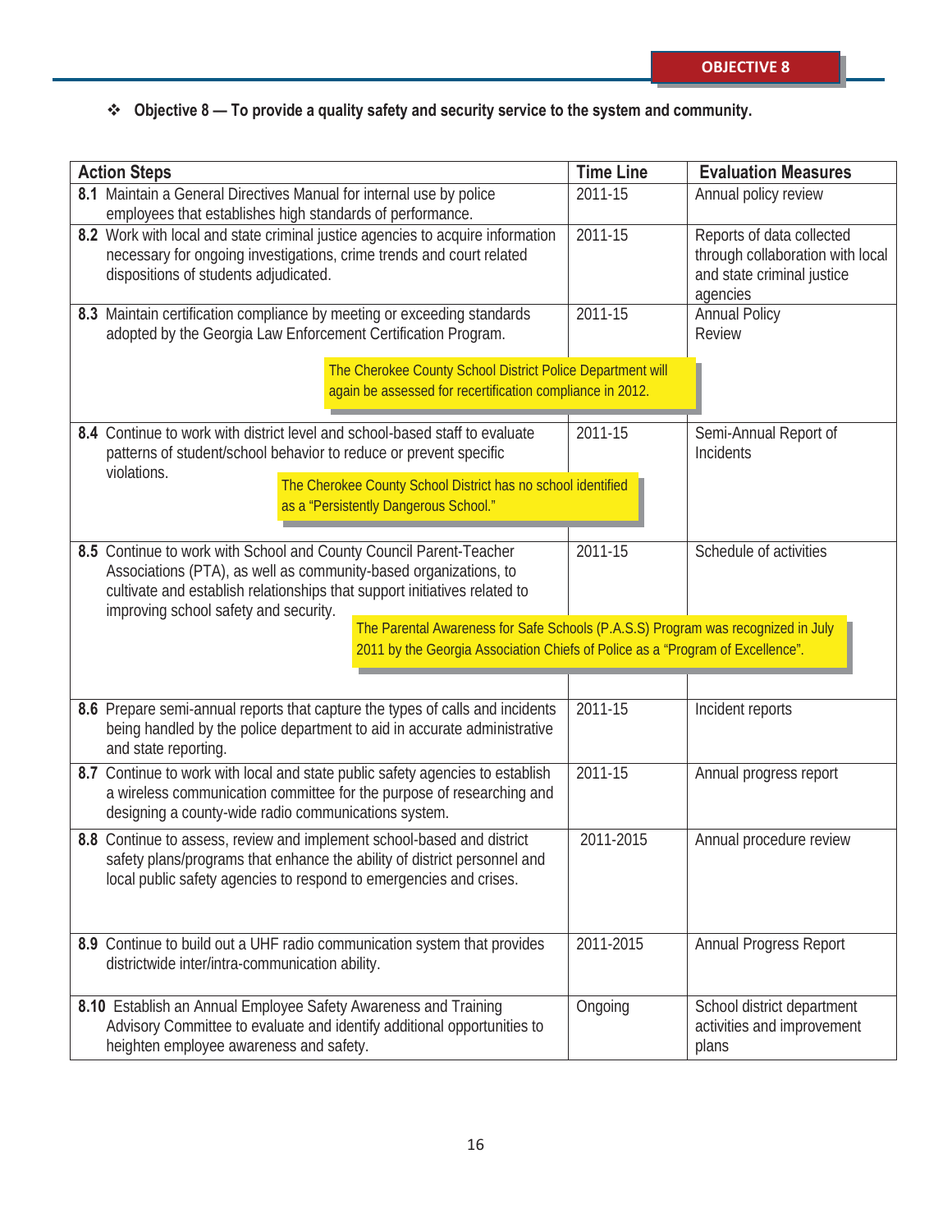❖ **Objective 8 — To provide a quality safety and security service to the system and community.**

| Action Steps | Time Line | Evaluation Measures |
|---|---|---|
| **8.1** Maintain a General Directives Manual for internal use by police employees that establishes high standards of performance. | 2011-15 | Annual policy review |
| **8.2** Work with local and state criminal justice agencies to acquire information necessary for ongoing investigations, crime trends and court related dispositions of students adjudicated. | 2011-15 | Reports of data collected through collaboration with local and state criminal justice agencies |
| **8.3** Maintain certification compliance by meeting or exceeding standards adopted by the Georgia Law Enforcement Certification Program. The Cherokee County School District Police Department will again be assessed for recertification compliance in 2012. | 2011-15 | Annual Policy Review |
| **8.4** Continue to work with district level and school-based staff to evaluate patterns of student/school behavior to reduce or prevent specific violations. The Cherokee County School District has no school identified as a "Persistently Dangerous School." | 2011-15 | Semi-Annual Report of Incidents |
| **8.5** Continue to work with School and County Council Parent-Teacher Associations (PTA), as well as community-based organizations, to cultivate and establish relationships that support initiatives related to improving school safety and security. The Parental Awareness for Safe Schools (P.A.S.S) Program was recognized in July 2011 by the Georgia Association Chiefs of Police as a "Program of Excellence". | 2011-15 | Schedule of activities |
| **8.6** Prepare semi-annual reports that capture the types of calls and incidents being handled by the police department to aid in accurate administrative and state reporting. | 2011-15 | Incident reports |
| **8.7** Continue to work with local and state public safety agencies to establish a wireless communication committee for the purpose of researching and designing a county-wide radio communications system. | 2011-15 | Annual progress report |
| **8.8** Continue to assess, review and implement school-based and district safety plans/programs that enhance the ability of district personnel and local public safety agencies to respond to emergencies and crises. | 2011-2015 | Annual procedure review |
| **8.9** Continue to build out a UHF radio communication system that provides districtwide inter/intra-communication ability. | 2011-2015 | Annual Progress Report |
| **8.10** Establish an Annual Employee Safety Awareness and Training Advisory Committee to evaluate and identify additional opportunities to heighten employee awareness and safety. | Ongoing | School district department activities and improvement plans |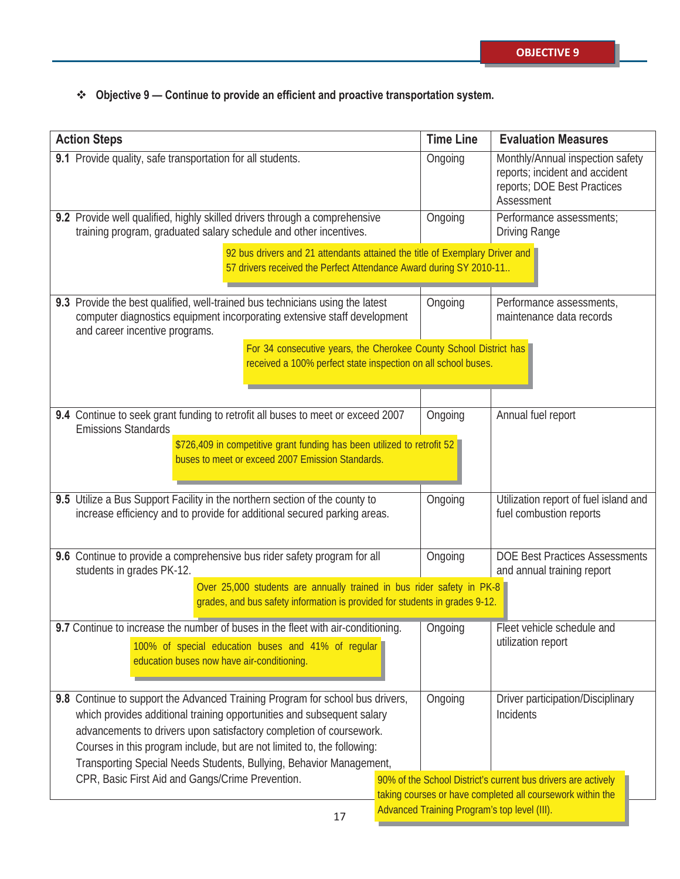**OBJECTIVE 9**

❖ **Objective 9 — Continue to provide an efficient and proactive transportation system.**

| Action Steps | Time Line | Evaluation Measures |
|---|---|---|
| **9.1** Provide quality, safe transportation for all students. | Ongoing | Monthly/Annual inspection safety reports; incident and accident reports; DOE Best Practices Assessment |
| **9.2** Provide well qualified, highly skilled drivers through a comprehensive training program, graduated salary schedule and other incentives.<br>92 bus drivers and 21 attendants attained the title of Exemplary Driver and 57 drivers received the Perfect Attendance Award during SY 2010-11.. | Ongoing | Performance assessments; Driving Range |
| **9.3** Provide the best qualified, well-trained bus technicians using the latest computer diagnostics equipment incorporating extensive staff development and career incentive programs.<br>For 34 consecutive years, the Cherokee County School District has received a 100% perfect state inspection on all school buses. | Ongoing | Performance assessments, maintenance data records |
| **9.4** Continue to seek grant funding to retrofit all buses to meet or exceed 2007 Emissions Standards<br>$726,409 in competitive grant funding has been utilized to retrofit 52 buses to meet or exceed 2007 Emission Standards. | Ongoing | Annual fuel report |
| **9.5** Utilize a Bus Support Facility in the northern section of the county to increase efficiency and to provide for additional secured parking areas. | Ongoing | Utilization report of fuel island and fuel combustion reports |
| **9.6** Continue to provide a comprehensive bus rider safety program for all students in grades PK-12.<br>Over 25,000 students are annually trained in bus rider safety in PK-8 grades, and bus safety information is provided for students in grades 9-12. | Ongoing | DOE Best Practices Assessments and annual training report |
| **9.7** Continue to increase the number of buses in the fleet with air-conditioning.<br>100% of special education buses and 41% of regular education buses now have air-conditioning. | Ongoing | Fleet vehicle schedule and utilization report |
| **9.8** Continue to support the Advanced Training Program for school bus drivers, which provides additional training opportunities and subsequent salary advancements to drivers upon satisfactory completion of coursework. Courses in this program include, but are not limited to, the following: Transporting Special Needs Students, Bullying, Behavior Management, CPR, Basic First Aid and Gangs/Crime Prevention.<br>90% of the School District's current bus drivers are actively taking courses or have completed all coursework within the Advanced Training Program's top level (III). | Ongoing | Driver participation/Disciplinary Incidents |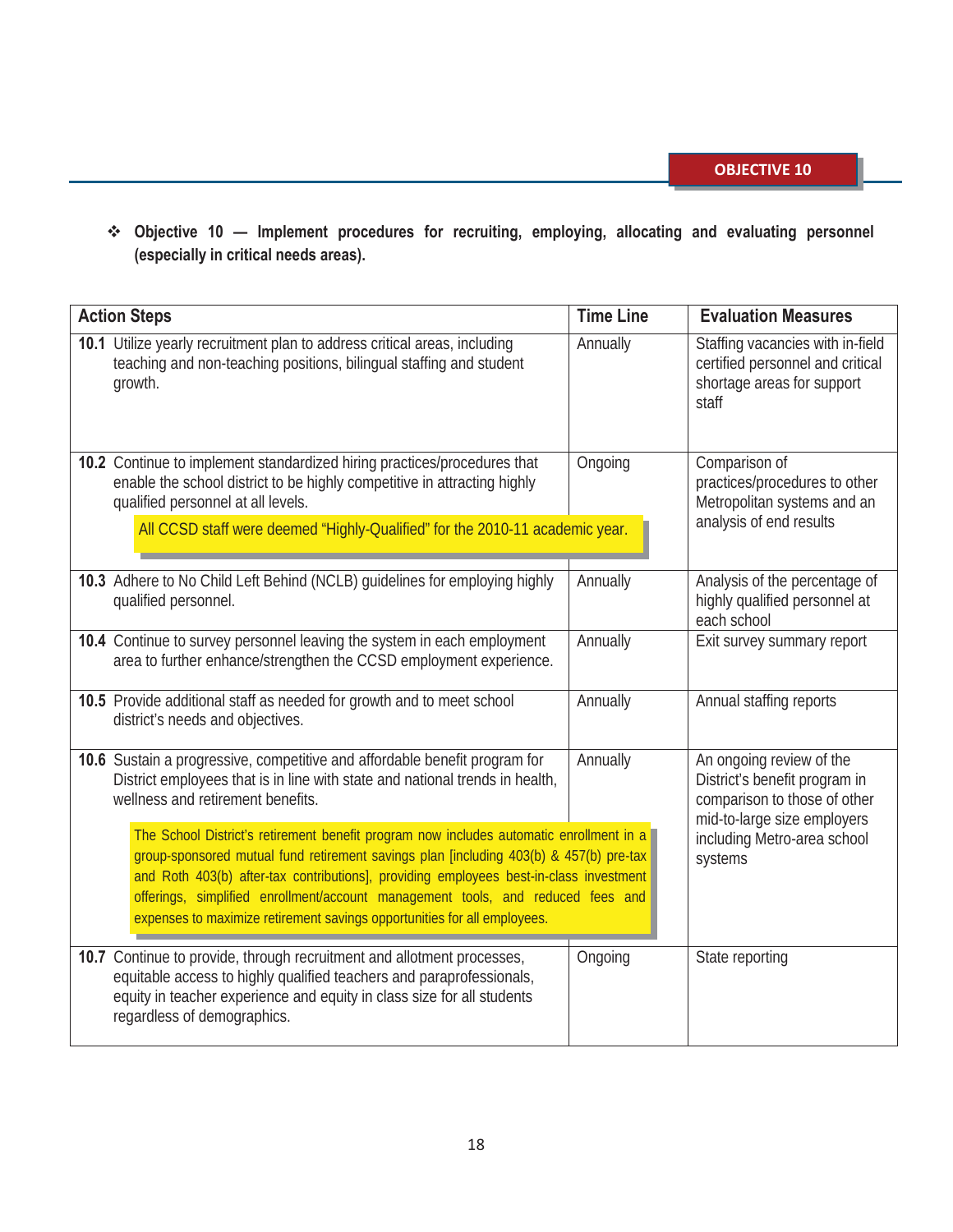**OBJECTIVE 10**

- **Objective 10 — Implement procedures for recruiting, employing, allocating and evaluating personnel (especially in critical needs areas).**

| Action Steps | Time Line | Evaluation Measures |
|---|---|---|
| **10.1** Utilize yearly recruitment plan to address critical areas, including teaching and non-teaching positions, bilingual staffing and student growth. | Annually | Staffing vacancies with in-field certified personnel and critical shortage areas for support staff |
| **10.2** Continue to implement standardized hiring practices/procedures that enable the school district to be highly competitive in attracting highly qualified personnel at all levels. <br> All CCSD staff were deemed "Highly-Qualified" for the 2010-11 academic year. | Ongoing | Comparison of practices/procedures to other Metropolitan systems and an analysis of end results |
| **10.3** Adhere to No Child Left Behind (NCLB) guidelines for employing highly qualified personnel. | Annually | Analysis of the percentage of highly qualified personnel at each school |
| **10.4** Continue to survey personnel leaving the system in each employment area to further enhance/strengthen the CCSD employment experience. | Annually | Exit survey summary report |
| **10.5** Provide additional staff as needed for growth and to meet school district's needs and objectives. | Annually | Annual staffing reports |
| **10.6** Sustain a progressive, competitive and affordable benefit program for District employees that is in line with state and national trends in health, wellness and retirement benefits. <br> The School District's retirement benefit program now includes automatic enrollment in a group-sponsored mutual fund retirement savings plan [including 403(b) & 457(b) pre-tax and Roth 403(b) after-tax contributions], providing employees best-in-class investment offerings, simplified enrollment/account management tools, and reduced fees and expenses to maximize retirement savings opportunities for all employees. | Annually | An ongoing review of the District's benefit program in comparison to those of other mid-to-large size employers including Metro-area school systems |
| **10.7** Continue to provide, through recruitment and allotment processes, equitable access to highly qualified teachers and paraprofessionals, equity in teacher experience and equity in class size for all students regardless of demographics. | Ongoing | State reporting |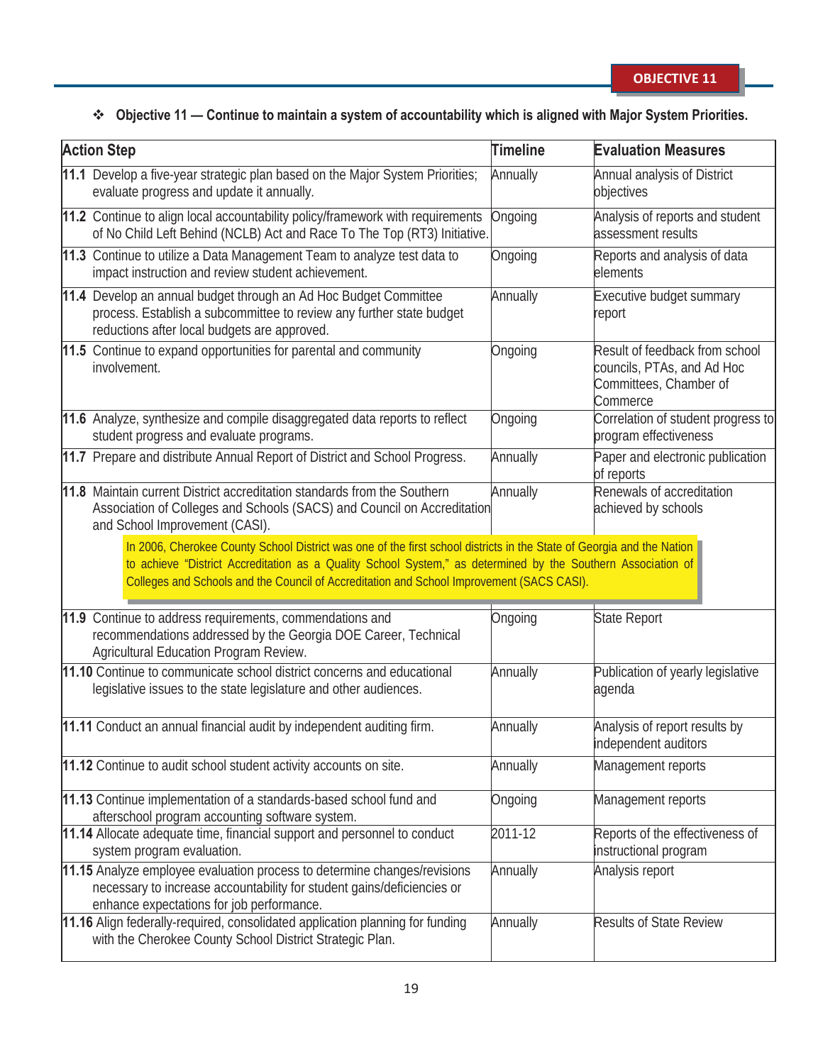OBJECTIVE 11

❖ **Objective 11 — Continue to maintain a system of accountability which is aligned with Major System Priorities.**

| Action Step | Timeline | Evaluation Measures |
|---|---|---|
| **11.1** Develop a five-year strategic plan based on the Major System Priorities; evaluate progress and update it annually. | Annually | Annual analysis of District objectives |
| **11.2** Continue to align local accountability policy/framework with requirements of No Child Left Behind (NCLB) Act and Race To The Top (RT3) Initiative. | Ongoing | Analysis of reports and student assessment results |
| **11.3** Continue to utilize a Data Management Team to analyze test data to impact instruction and review student achievement. | Ongoing | Reports and analysis of data elements |
| **11.4** Develop an annual budget through an Ad Hoc Budget Committee process. Establish a subcommittee to review any further state budget reductions after local budgets are approved. | Annually | Executive budget summary report |
| **11.5** Continue to expand opportunities for parental and community involvement. | Ongoing | Result of feedback from school councils, PTAs, and Ad Hoc Committees, Chamber of Commerce |
| **11.6** Analyze, synthesize and compile disaggregated data reports to reflect student progress and evaluate programs. | Ongoing | Correlation of student progress to program effectiveness |
| **11.7** Prepare and distribute Annual Report of District and School Progress. | Annually | Paper and electronic publication of reports |
| **11.8** Maintain current District accreditation standards from the Southern Association of Colleges and Schools (SACS) and Council on Accreditation and School Improvement (CASI). | Annually | Renewals of accreditation achieved by schools |
| In 2006, Cherokee County School District was one of the first school districts in the State of Georgia and the Nation to achieve "District Accreditation as a Quality School System," as determined by the Southern Association of Colleges and Schools and the Council of Accreditation and School Improvement (SACS CASI). | | |
| **11.9** Continue to address requirements, commendations and recommendations addressed by the Georgia DOE Career, Technical Agricultural Education Program Review. | Ongoing | State Report |
| **11.10** Continue to communicate school district concerns and educational legislative issues to the state legislature and other audiences. | Annually | Publication of yearly legislative agenda |
| **11.11** Conduct an annual financial audit by independent auditing firm. | Annually | Analysis of report results by independent auditors |
| **11.12** Continue to audit school student activity accounts on site. | Annually | Management reports |
| **11.13** Continue implementation of a standards-based school fund and afterschool program accounting software system. | Ongoing | Management reports |
| **11.14** Allocate adequate time, financial support and personnel to conduct system program evaluation. | 2011-12 | Reports of the effectiveness of instructional program |
| **11.15** Analyze employee evaluation process to determine changes/revisions necessary to increase accountability for student gains/deficiencies or enhance expectations for job performance. | Annually | Analysis report |
| **11.16** Align federally-required, consolidated application planning for funding with the Cherokee County School District Strategic Plan. | Annually | Results of State Review |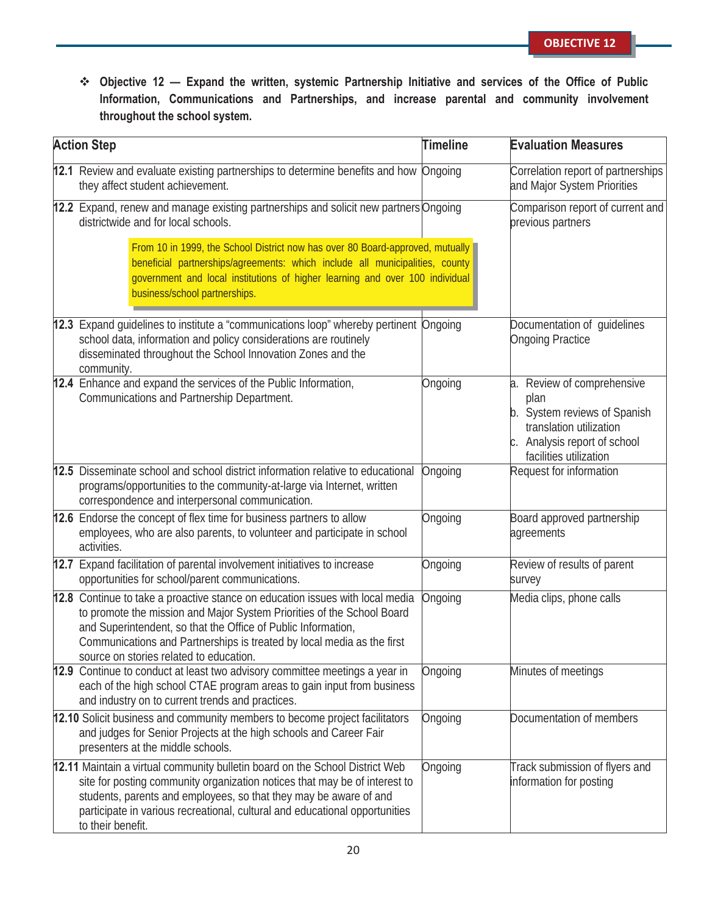❖ **Objective 12 — Expand the written, systemic Partnership Initiative and services of the Office of Public Information, Communications and Partnerships, and increase parental and community involvement throughout the school system.**

| Action Step | Timeline | Evaluation Measures |
|---|---|---|
| **12.1** Review and evaluate existing partnerships to determine benefits and how they affect student achievement. | Ongoing | Correlation report of partnerships and Major System Priorities |
| **12.2** Expand, renew and manage existing partnerships and solicit new partners districtwide and for local schools. From 10 in 1999, the School District now has over 80 Board-approved, mutually beneficial partnerships/agreements: which include all municipalities, county government and local institutions of higher learning and over 100 individual business/school partnerships. | Ongoing | Comparison report of current and previous partners |
| **12.3** Expand guidelines to institute a "communications loop" whereby pertinent school data, information and policy considerations are routinely disseminated throughout the School Innovation Zones and the community. | Ongoing | Documentation of guidelines Ongoing Practice |
| **12.4** Enhance and expand the services of the Public Information, Communications and Partnership Department. | Ongoing | a. Review of comprehensive plan<br>b. System reviews of Spanish translation utilization<br>c. Analysis report of school facilities utilization |
| **12.5** Disseminate school and school district information relative to educational programs/opportunities to the community-at-large via Internet, written correspondence and interpersonal communication. | Ongoing | Request for information |
| **12.6** Endorse the concept of flex time for business partners to allow employees, who are also parents, to volunteer and participate in school activities. | Ongoing | Board approved partnership agreements |
| **12.7** Expand facilitation of parental involvement initiatives to increase opportunities for school/parent communications. | Ongoing | Review of results of parent survey |
| **12.8** Continue to take a proactive stance on education issues with local media to promote the mission and Major System Priorities of the School Board and Superintendent, so that the Office of Public Information, Communications and Partnerships is treated by local media as the first source on stories related to education. | Ongoing | Media clips, phone calls |
| **12.9** Continue to conduct at least two advisory committee meetings a year in each of the high school CTAE program areas to gain input from business and industry on to current trends and practices. | Ongoing | Minutes of meetings |
| **12.10** Solicit business and community members to become project facilitators and judges for Senior Projects at the high schools and Career Fair presenters at the middle schools. | Ongoing | Documentation of members |
| **12.11** Maintain a virtual community bulletin board on the School District Web site for posting community organization notices that may be of interest to students, parents and employees, so that they may be aware of and participate in various recreational, cultural and educational opportunities to their benefit. | Ongoing | Track submission of flyers and information for posting |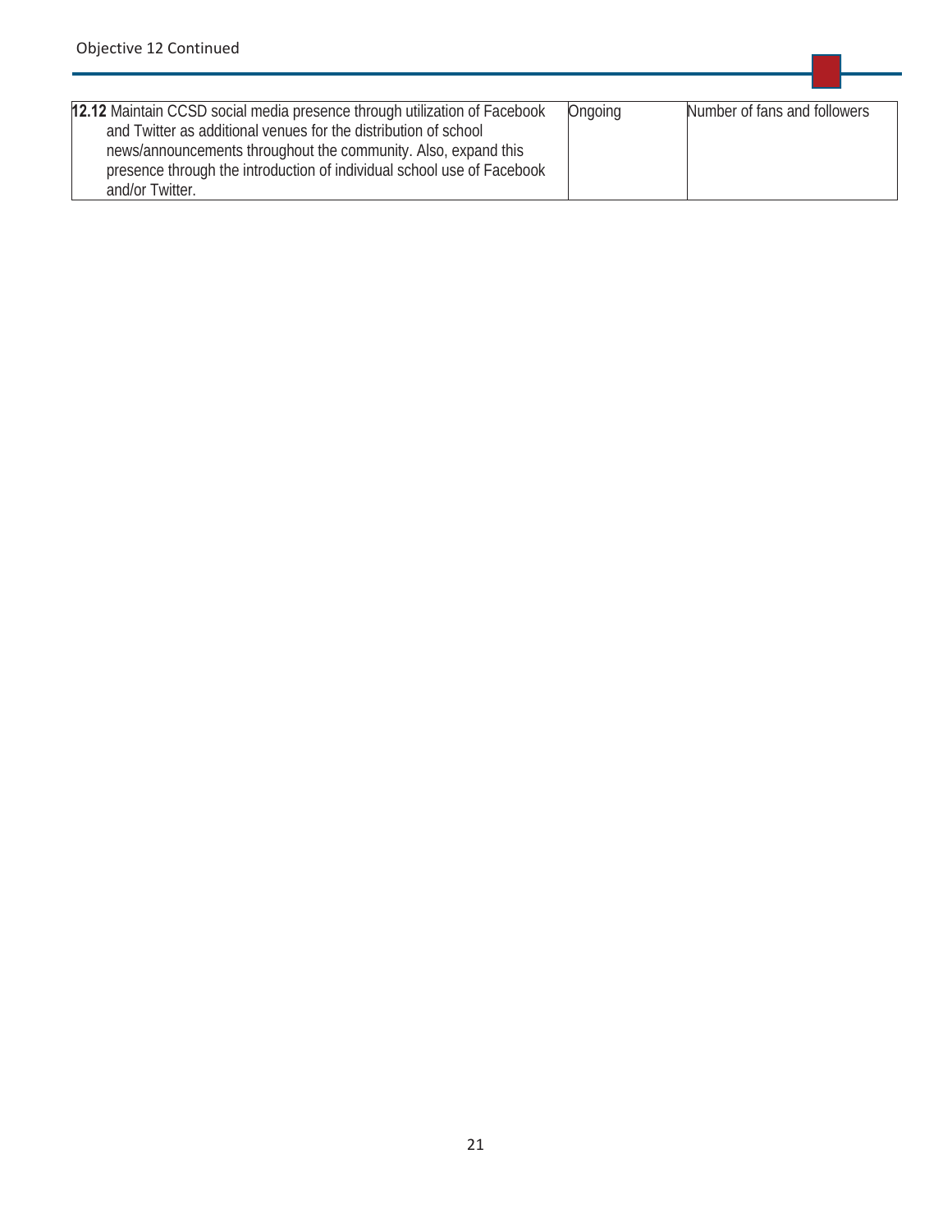Objective 12 Continued

| | | |
|---|---|---|
| **12.12** Maintain CCSD social media presence through utilization of Facebook and Twitter as additional venues for the distribution of school news/announcements throughout the community. Also, expand this presence through the introduction of individual school use of Facebook and/or Twitter. | Ongoing | Number of fans and followers |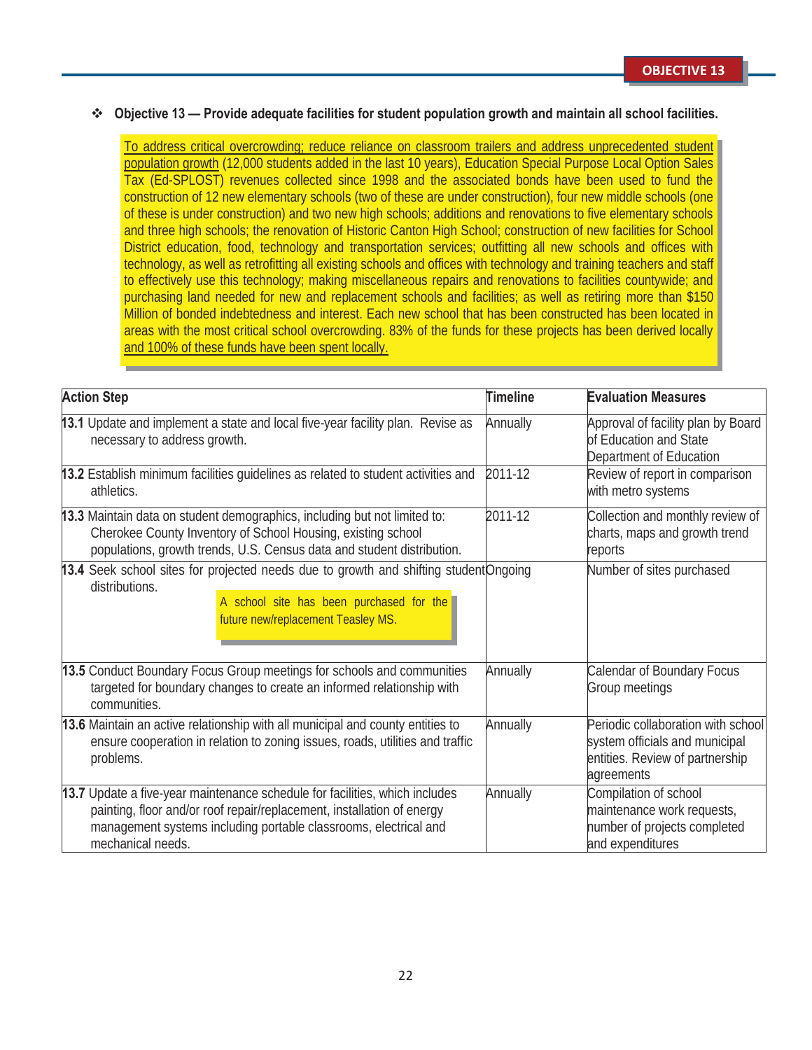OBJECTIVE 13

❖ **Objective 13 — Provide adequate facilities for student population growth and maintain all school facilities.**

To address critical overcrowding; reduce reliance on classroom trailers and address unprecedented student population growth (12,000 students added in the last 10 years), Education Special Purpose Local Option Sales Tax (Ed-SPLOST) revenues collected since 1998 and the associated bonds have been used to fund the construction of 12 new elementary schools (two of these are under construction), four new middle schools (one of these is under construction) and two new high schools; additions and renovations to five elementary schools and three high schools; the renovation of Historic Canton High School; construction of new facilities for School District education, food, technology and transportation services; outfitting all new schools and offices with technology, as well as retrofitting all existing schools and offices with technology and training teachers and staff to effectively use this technology; making miscellaneous repairs and renovations to facilities countywide; and purchasing land needed for new and replacement schools and facilities; as well as retiring more than $150 Million of bonded indebtedness and interest. Each new school that has been constructed has been located in areas with the most critical school overcrowding. 83% of the funds for these projects has been derived locally and 100% of these funds have been spent locally.

| Action Step | Timeline | Evaluation Measures |
|---|---|---|
| **13.1** Update and implement a state and local five-year facility plan. Revise as necessary to address growth. | Annually | Approval of facility plan by Board of Education and State Department of Education |
| **13.2** Establish minimum facilities guidelines as related to student activities and athletics. | 2011-12 | Review of report in comparison with metro systems |
| **13.3** Maintain data on student demographics, including but not limited to: Cherokee County Inventory of School Housing, existing school populations, growth trends, U.S. Census data and student distribution. | 2011-12 | Collection and monthly review of charts, maps and growth trend reports |
| **13.4** Seek school sites for projected needs due to growth and shifting student distributions. A school site has been purchased for the future new/replacement Teasley MS. | Ongoing | Number of sites purchased |
| **13.5** Conduct Boundary Focus Group meetings for schools and communities targeted for boundary changes to create an informed relationship with communities. | Annually | Calendar of Boundary Focus Group meetings |
| **13.6** Maintain an active relationship with all municipal and county entities to ensure cooperation in relation to zoning issues, roads, utilities and traffic problems. | Annually | Periodic collaboration with school system officials and municipal entities. Review of partnership agreements |
| **13.7** Update a five-year maintenance schedule for facilities, which includes painting, floor and/or roof repair/replacement, installation of energy management systems including portable classrooms, electrical and mechanical needs. | Annually | Compilation of school maintenance work requests, number of projects completed and expenditures |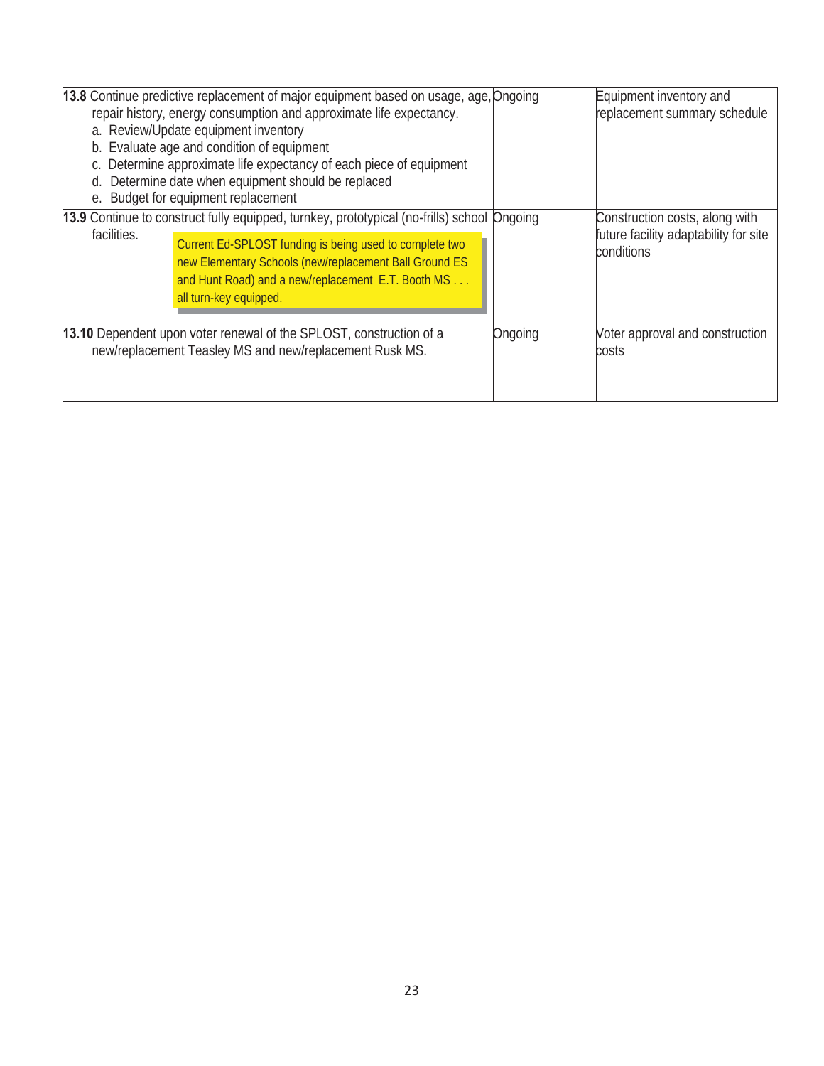| | | |
|---|---|---|
| **13.8** Continue predictive replacement of major equipment based on usage, age, repair history, energy consumption and approximate life expectancy.<br>a. Review/Update equipment inventory<br>b. Evaluate age and condition of equipment<br>c. Determine approximate life expectancy of each piece of equipment<br>d. Determine date when equipment should be replaced<br>e. Budget for equipment replacement | Ongoing | Equipment inventory and replacement summary schedule |
| **13.9** Continue to construct fully equipped, turnkey, prototypical (no-frills) school facilities.<br>Current Ed-SPLOST funding is being used to complete two new Elementary Schools (new/replacement Ball Ground ES and Hunt Road) and a new/replacement E.T. Booth MS . . . all turn-key equipped. | Ongoing | Construction costs, along with future facility adaptability for site conditions |
| **13.10** Dependent upon voter renewal of the SPLOST, construction of a new/replacement Teasley MS and new/replacement Rusk MS. | Ongoing | Voter approval and construction costs |